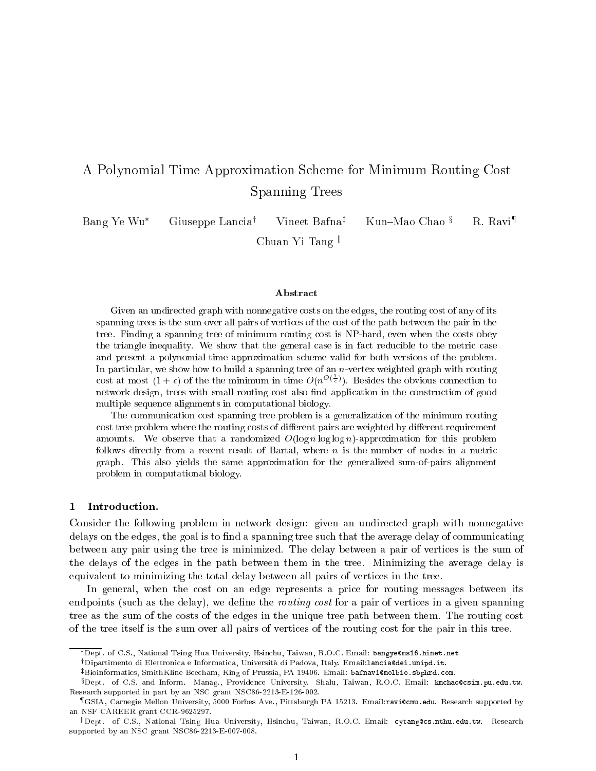# A Polynomial Time Approximation Scheme for Minimum Routing Cost Spanning Trees

Bang Ye Wu[*] Giuseppe Lancia[†] Vineet Bafna[‡] Kun–Mao Chao[§] R. Ravi[¶]

Chuan Yi Tang[‖]

### Abstract

Given an undirected graph with nonnegative costs on the edges, the routing cost of any of its spanning trees is the sum over all pairs of vertices of the cost of the path between the pair in the tree. Finding a spanning tree of minimum routing cost is NP-hard, even when the costs obey the triangle inequality. We show that the general case is in fact reducible to the metric case and present a polynomial-time approximation scheme valid for both versions of the problem. In particular, we show how to build a spanning tree of an $n$-vertex weighted graph with routing cost at most $(1+\epsilon)$ of the the minimum in time $O(n^{O(\frac{1}{\epsilon})})$. Besides the obvious connection to network design, trees with small routing cost also find application in the construction of good multiple sequence alignments in computational biology.

The communication cost spanning tree problem is a generalization of the minimum routing cost tree problem where the routing costs of different pairs are weighted by different requirement amounts. We observe that a randomized $O(\log n \log\log n)$-approximation for this problem follows directly from a recent result of Bartal, where $n$ is the number of nodes in a metric graph. This also yields the same approximation for the generalized sum-of-pairs alignment problem in computational biology.

## 1 Introduction.

Consider the following problem in network design: given an undirected graph with nonnegative delays on the edges, the goal is to find a spanning tree such that the average delay of communicating between any pair using the tree is minimized. The delay between a pair of vertices is the sum of the delays of the edges in the path between them in the tree. Minimizing the average delay is equivalent to minimizing the total delay between all pairs of vertices in the tree.

In general, when the cost on an edge represents a price for routing messages between its endpoints (such as the delay), we define the *routing cost* for a pair of vertices in a given spanning tree as the sum of the costs of the edges in the unique tree path between them. The routing cost of the tree itself is the sum over all pairs of vertices of the routing cost for the pair in this tree.

---

[*] Dept. of C.S., National Tsing Hua University, Hsinchu, Taiwan, R.O.C. Email: bangye@ms16.hinet.net

[†] Dipartimento di Elettronica e Informatica, Università di Padova, Italy. Email:lancia@dei.unipd.it.

[‡] Bioinformatics, SmithKline Beecham, King of Prussia, PA 19406. Email: bafnav1@molbio.sbphrd.com.

[§] Dept. of C.S. and Inform. Manag., Providence University. Shalu, Taiwan, R.O.C. Email: kmchao@csim.pu.edu.tw. Research supported in part by an NSC grant NSC86-2213-E-126-002.

[¶] GSIA, Carnegie Mellon University, 5000 Forbes Ave., Pittsburgh PA 15213. Email:ravi@cmu.edu. Research supported by an NSF CAREER grant CCR-9625297.

[‖] Dept. of C.S., National Tsing Hua University, Hsinchu, Taiwan, R.O.C. Email: cytang@cs.nthu.edu.tw. Research supported by an NSC grant NSC86-2213-E-007-008.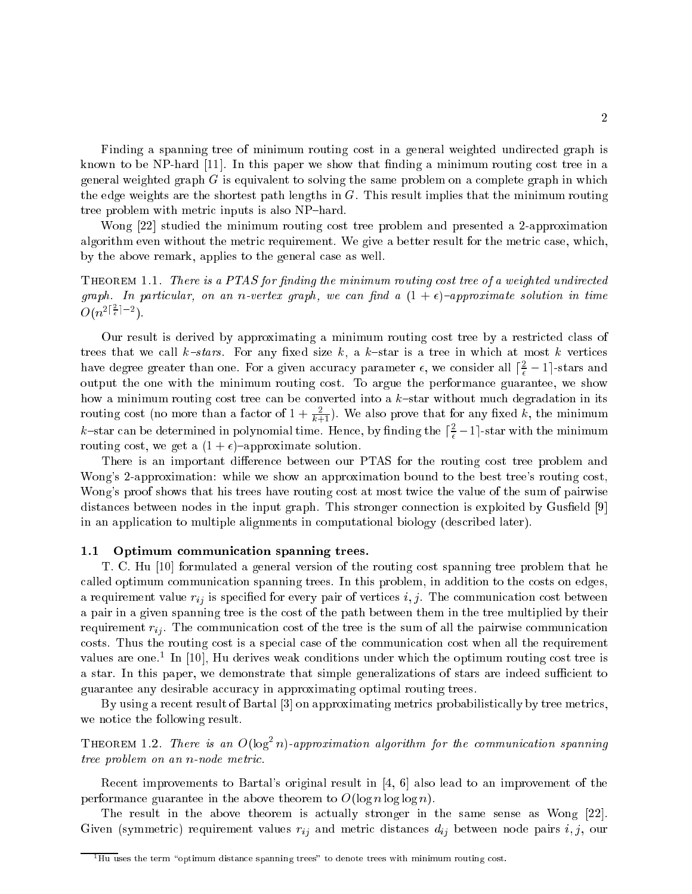Finding a spanning tree of minimum routing cost in a general weighted undirected graph is known to be NP-hard [11]. In this paper we show that finding a minimum routing cost tree in a general weighted graph $G$ is equivalent to solving the same problem on a complete graph in which the edge weights are the shortest path lengths in $G$. This result implies that the minimum routing tree problem with metric inputs is also NP–hard.

Wong [22] studied the minimum routing cost tree problem and presented a 2-approximation algorithm even without the metric requirement. We give a better result for the metric case, which, by the above remark, applies to the general case as well.

Theorem 1.1. *There is a PTAS for finding the minimum routing cost tree of a weighted undirected graph. In particular, on an $n$-vertex graph, we can find a $(1+\epsilon)$–approximate solution in time $O(n^{2\lceil\frac{2}{\epsilon}\rceil-2})$.*

Our result is derived by approximating a minimum routing cost tree by a restricted class of trees that we call $k$–*stars*. For any fixed size $k$, a $k$–star is a tree in which at most $k$ vertices have degree greater than one. For a given accuracy parameter $\epsilon$, we consider all $\lceil\frac{2}{\epsilon}-1\rceil$-stars and output the one with the minimum routing cost. To argue the performance guarantee, we show how a minimum routing cost tree can be converted into a $k$–star without much degradation in its routing cost (no more than a factor of $1+\frac{2}{k+1}$). We also prove that for any fixed $k$, the minimum $k$–star can be determined in polynomial time. Hence, by finding the $\lceil\frac{2}{\epsilon}-1\rceil$-star with the minimum routing cost, we get a $(1+\epsilon)$–approximate solution.

There is an important difference between our PTAS for the routing cost tree problem and Wong's 2-approximation: while we show an approximation bound to the best tree's routing cost, Wong's proof shows that his trees have routing cost at most twice the value of the sum of pairwise distances between nodes in the input graph. This stronger connection is exploited by Gusfield [9] in an application to multiple alignments in computational biology (described later).

### 1.1 Optimum communication spanning trees.

T. C. Hu [10] formulated a general version of the routing cost spanning tree problem that he called optimum communication spanning trees. In this problem, in addition to the costs on edges, a requirement value $r_{ij}$ is specified for every pair of vertices $i, j$. The communication cost between a pair in a given spanning tree is the cost of the path between them in the tree multiplied by their requirement $r_{ij}$. The communication cost of the tree is the sum of all the pairwise communication costs. Thus the routing cost is a special case of the communication cost when all the requirement values are one.[1] In [10], Hu derives weak conditions under which the optimum routing cost tree is a star. In this paper, we demonstrate that simple generalizations of stars are indeed sufficient to guarantee any desirable accuracy in approximating optimal routing trees.

By using a recent result of Bartal [3] on approximating metrics probabilistically by tree metrics, we notice the following result.

Theorem 1.2. *There is an $O(\log^2 n)$-approximation algorithm for the communication spanning tree problem on an $n$-node metric.*

Recent improvements to Bartal's original result in [4, 6] also lead to an improvement of the performance guarantee in the above theorem to $O(\log n \log\log n)$.

The result in the above theorem is actually stronger in the same sense as Wong [22]. Given (symmetric) requirement values $r_{ij}$ and metric distances $d_{ij}$ between node pairs $i, j$, our

[1] Hu uses the term "optimum distance spanning trees" to denote trees with minimum routing cost.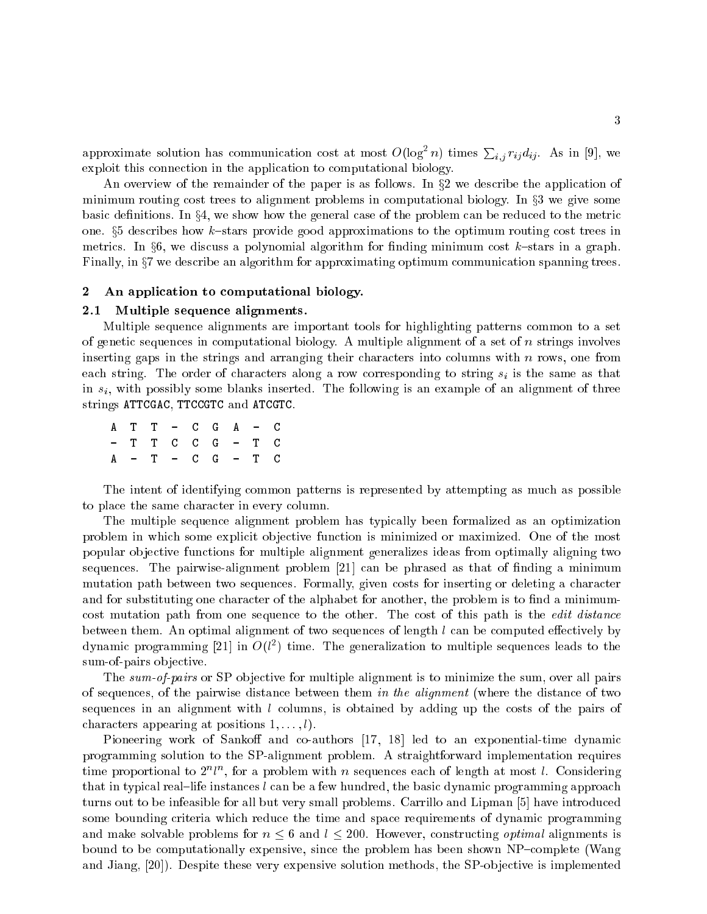approximate solution has communication cost at most $O(\log^2 n)$ times $\sum_{i,j} r_{ij} d_{ij}$. As in [9], we exploit this connection in the application to computational biology.

An overview of the remainder of the paper is as follows. In §2 we describe the application of minimum routing cost trees to alignment problems in computational biology. In §3 we give some basic definitions. In §4, we show how the general case of the problem can be reduced to the metric one. §5 describes how $k$–stars provide good approximations to the optimum routing cost trees in metrics. In §6, we discuss a polynomial algorithm for finding minimum cost $k$–stars in a graph. Finally, in §7 we describe an algorithm for approximating optimum communication spanning trees.

## 2 An application to computational biology.

### 2.1 Multiple sequence alignments.

Multiple sequence alignments are important tools for highlighting patterns common to a set of genetic sequences in computational biology. A multiple alignment of a set of $n$ strings involves inserting gaps in the strings and arranging their characters into columns with $n$ rows, one from each string. The order of characters along a row corresponding to string $s_i$ is the same as that in $s_i$, with possibly some blanks inserted. The following is an example of an alignment of three strings ATTCGAC, TTCCGTC and ATCGTC.

```
A T T - C G A - C
- T T C C G - T C
A - T - C G - T C
```

The intent of identifying common patterns is represented by attempting as much as possible to place the same character in every column.

The multiple sequence alignment problem has typically been formalized as an optimization problem in which some explicit objective function is minimized or maximized. One of the most popular objective functions for multiple alignment generalizes ideas from optimally aligning two sequences. The pairwise-alignment problem [21] can be phrased as that of finding a minimum mutation path between two sequences. Formally, given costs for inserting or deleting a character and for substituting one character of the alphabet for another, the problem is to find a minimum-cost mutation path from one sequence to the other. The cost of this path is the *edit distance* between them. An optimal alignment of two sequences of length $l$ can be computed effectively by dynamic programming [21] in $O(l^2)$ time. The generalization to multiple sequences leads to the sum-of-pairs objective.

The *sum-of-pairs* or SP objective for multiple alignment is to minimize the sum, over all pairs of sequences, of the pairwise distance between them *in the alignment* (where the distance of two sequences in an alignment with $l$ columns, is obtained by adding up the costs of the pairs of characters appearing at positions $1, \ldots, l$).

Pioneering work of Sankoff and co-authors [17, 18] led to an exponential-time dynamic programming solution to the SP-alignment problem. A straightforward implementation requires time proportional to $2^n l^n$, for a problem with $n$ sequences each of length at most $l$. Considering that in typical real–life instances $l$ can be a few hundred, the basic dynamic programming approach turns out to be infeasible for all but very small problems. Carrillo and Lipman [5] have introduced some bounding criteria which reduce the time and space requirements of dynamic programming and make solvable problems for $n \leq 6$ and $l \leq 200$. However, constructing *optimal* alignments is bound to be computationally expensive, since the problem has been shown NP–complete (Wang and Jiang, [20]). Despite these very expensive solution methods, the SP-objective is implemented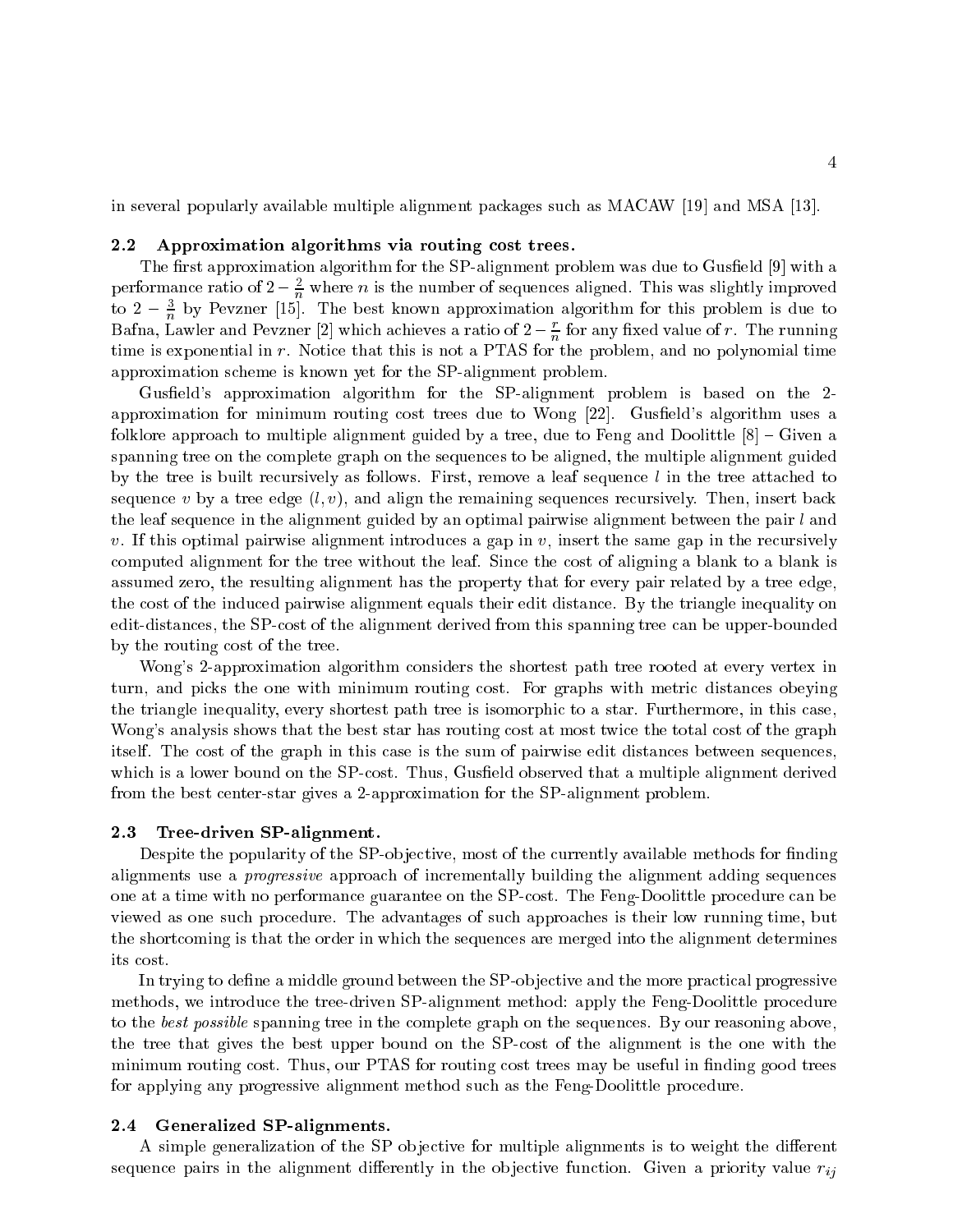in several popularly available multiple alignment packages such as MACAW [19] and MSA [13].

### 2.2 Approximation algorithms via routing cost trees.

The first approximation algorithm for the SP-alignment problem was due to Gusfield [9] with a performance ratio of $2 - \frac{2}{n}$ where $n$ is the number of sequences aligned. This was slightly improved to $2 - \frac{3}{n}$ by Pevzner [15]. The best known approximation algorithm for this problem is due to Bafna, Lawler and Pevzner [2] which achieves a ratio of $2 - \frac{r}{n}$ for any fixed value of $r$. The running time is exponential in $r$. Notice that this is not a PTAS for the problem, and no polynomial time approximation scheme is known yet for the SP-alignment problem.

Gusfield's approximation algorithm for the SP-alignment problem is based on the 2-approximation for minimum routing cost trees due to Wong [22]. Gusfield's algorithm uses a folklore approach to multiple alignment guided by a tree, due to Feng and Doolittle [8] – Given a spanning tree on the complete graph on the sequences to be aligned, the multiple alignment guided by the tree is built recursively as follows. First, remove a leaf sequence $l$ in the tree attached to sequence $v$ by a tree edge $(l, v)$, and align the remaining sequences recursively. Then, insert back the leaf sequence in the alignment guided by an optimal pairwise alignment between the pair $l$ and $v$. If this optimal pairwise alignment introduces a gap in $v$, insert the same gap in the recursively computed alignment for the tree without the leaf. Since the cost of aligning a blank to a blank is assumed zero, the resulting alignment has the property that for every pair related by a tree edge, the cost of the induced pairwise alignment equals their edit distance. By the triangle inequality on edit-distances, the SP-cost of the alignment derived from this spanning tree can be upper-bounded by the routing cost of the tree.

Wong's 2-approximation algorithm considers the shortest path tree rooted at every vertex in turn, and picks the one with minimum routing cost. For graphs with metric distances obeying the triangle inequality, every shortest path tree is isomorphic to a star. Furthermore, in this case, Wong's analysis shows that the best star has routing cost at most twice the total cost of the graph itself. The cost of the graph in this case is the sum of pairwise edit distances between sequences, which is a lower bound on the SP-cost. Thus, Gusfield observed that a multiple alignment derived from the best center-star gives a 2-approximation for the SP-alignment problem.

### 2.3 Tree-driven SP-alignment.

Despite the popularity of the SP-objective, most of the currently available methods for finding alignments use a *progressive* approach of incrementally building the alignment adding sequences one at a time with no performance guarantee on the SP-cost. The Feng-Doolittle procedure can be viewed as one such procedure. The advantages of such approaches is their low running time, but the shortcoming is that the order in which the sequences are merged into the alignment determines its cost.

In trying to define a middle ground between the SP-objective and the more practical progressive methods, we introduce the tree-driven SP-alignment method: apply the Feng-Doolittle procedure to the *best possible* spanning tree in the complete graph on the sequences. By our reasoning above, the tree that gives the best upper bound on the SP-cost of the alignment is the one with the minimum routing cost. Thus, our PTAS for routing cost trees may be useful in finding good trees for applying any progressive alignment method such as the Feng-Doolittle procedure.

### 2.4 Generalized SP-alignments.

A simple generalization of the SP objective for multiple alignments is to weight the different sequence pairs in the alignment differently in the objective function. Given a priority value $r_{ij}$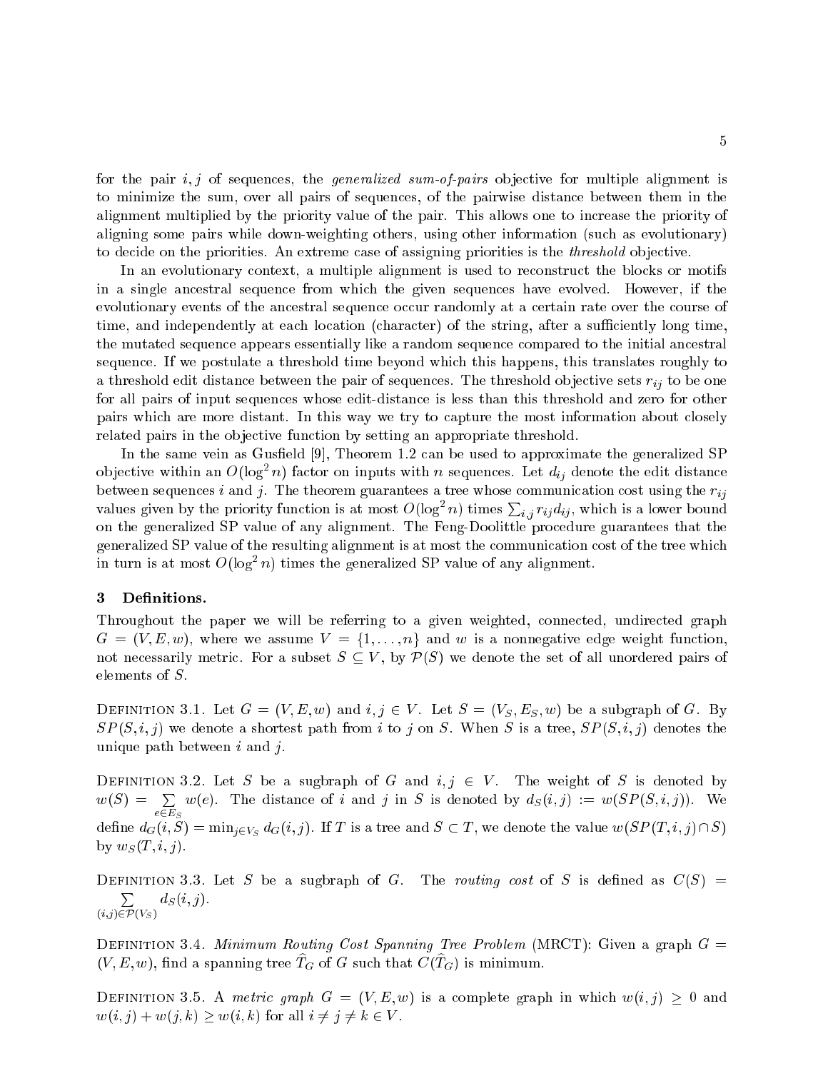for the pair $i, j$ of sequences, the *generalized sum-of-pairs* objective for multiple alignment is to minimize the sum, over all pairs of sequences, of the pairwise distance between them in the alignment multiplied by the priority value of the pair. This allows one to increase the priority of aligning some pairs while down-weighting others, using other information (such as evolutionary) to decide on the priorities. An extreme case of assigning priorities is the *threshold* objective.

In an evolutionary context, a multiple alignment is used to reconstruct the blocks or motifs in a single ancestral sequence from which the given sequences have evolved. However, if the evolutionary events of the ancestral sequence occur randomly at a certain rate over the course of time, and independently at each location (character) of the string, after a sufficiently long time, the mutated sequence appears essentially like a random sequence compared to the initial ancestral sequence. If we postulate a threshold time beyond which this happens, this translates roughly to a threshold edit distance between the pair of sequences. The threshold objective sets $r_{ij}$ to be one for all pairs of input sequences whose edit-distance is less than this threshold and zero for other pairs which are more distant. In this way we try to capture the most information about closely related pairs in the objective function by setting an appropriate threshold.

In the same vein as Gusfield [9], Theorem 1.2 can be used to approximate the generalized SP objective within an $O(\log^2 n)$ factor on inputs with $n$ sequences. Let $d_{ij}$ denote the edit distance between sequences $i$ and $j$. The theorem guarantees a tree whose communication cost using the $r_{ij}$ values given by the priority function is at most $O(\log^2 n)$ times $\sum_{i,j} r_{ij} d_{ij}$, which is a lower bound on the generalized SP value of any alignment. The Feng-Doolittle procedure guarantees that the generalized SP value of the resulting alignment is at most the communication cost of the tree which in turn is at most $O(\log^2 n)$ times the generalized SP value of any alignment.

## 3 Definitions.

Throughout the paper we will be referring to a given weighted, connected, undirected graph $G = (V, E, w)$, where we assume $V = \{1, \ldots, n\}$ and $w$ is a nonnegative edge weight function, not necessarily metric. For a subset $S \subseteq V$, by $\mathcal{P}(S)$ we denote the set of all unordered pairs of elements of $S$.

Definition 3.1. Let $G = (V, E, w)$ and $i, j \in V$. Let $S = (V_S, E_S, w)$ be a subgraph of $G$. By $SP(S, i, j)$ we denote a shortest path from $i$ to $j$ on $S$. When $S$ is a tree, $SP(S, i, j)$ denotes the unique path between $i$ and $j$.

Definition 3.2. Let $S$ be a sugbraph of $G$ and $i, j \in V$. The weight of $S$ is denoted by $w(S) = \sum_{e \in E_S} w(e)$. The distance of $i$ and $j$ in $S$ is denoted by $d_S(i, j) := w(SP(S, i, j))$. We define $d_G(i, S) = \min_{j \in V_S} d_G(i, j)$. If $T$ is a tree and $S \subset T$, we denote the value $w(SP(T, i, j) \cap S)$ by $w_S(T, i, j)$.

Definition 3.3. Let $S$ be a sugbraph of $G$. The *routing cost* of $S$ is defined as $C(S) = \sum_{(i,j) \in \mathcal{P}(V_S)} d_S(i, j)$.

Definition 3.4. *Minimum Routing Cost Spanning Tree Problem* (MRCT): Given a graph $G = (V, E, w)$, find a spanning tree $\widehat{T}_G$ of $G$ such that $C(\widehat{T}_G)$ is minimum.

Definition 3.5. A *metric graph* $G = (V, E, w)$ is a complete graph in which $w(i, j) \geq 0$ and $w(i, j) + w(j, k) \geq w(i, k)$ for all $i \neq j \neq k \in V$.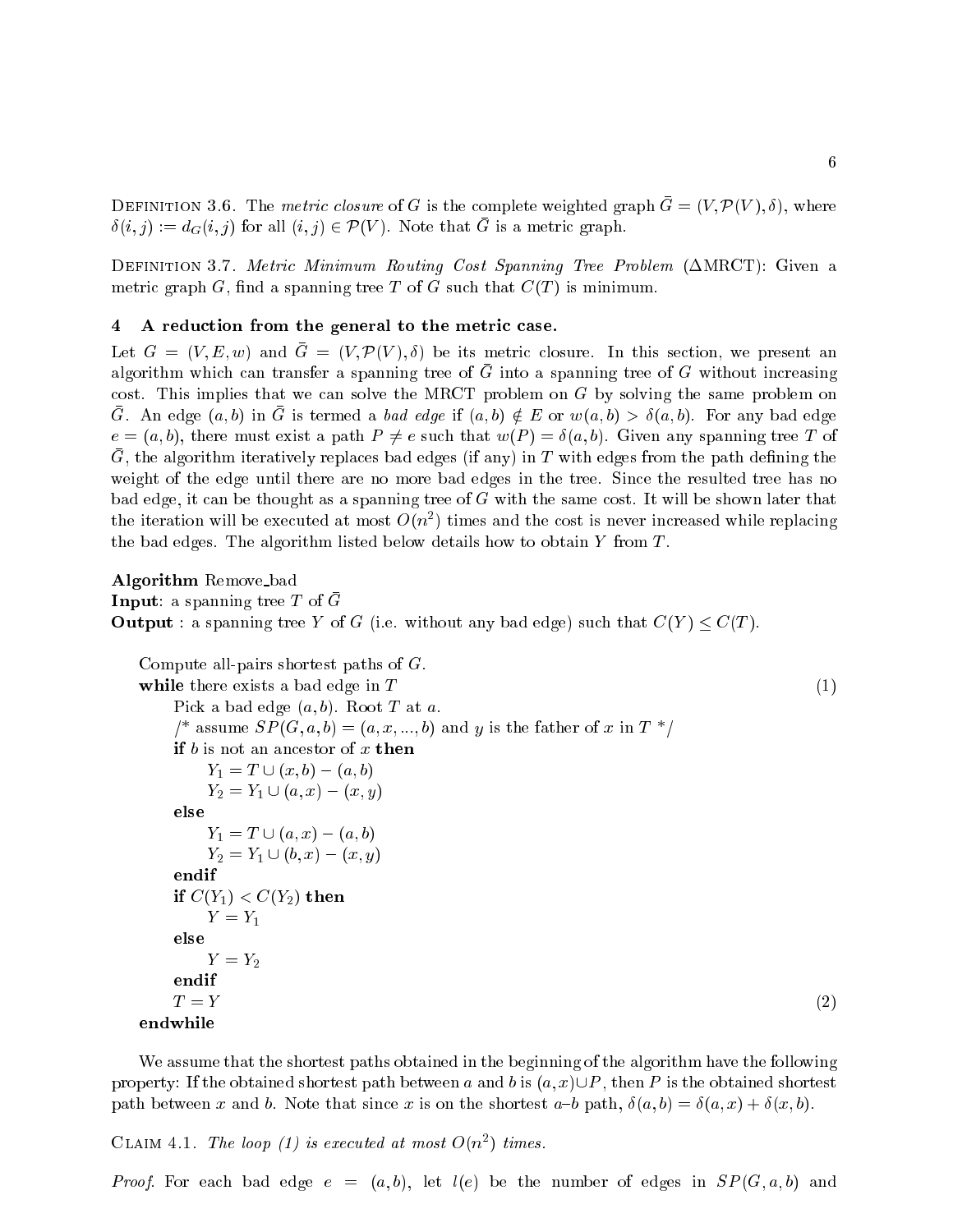**Definition 3.6.** The *metric closure* of $G$ is the complete weighted graph $\bar{G} = (V, \mathcal{P}(V), \delta)$, where $\delta(i,j) := d_G(i,j)$ for all $(i,j) \in \mathcal{P}(V)$. Note that $\bar{G}$ is a metric graph.

**Definition 3.7.** *Metric Minimum Routing Cost Spanning Tree Problem* ($\Delta$MRCT): Given a metric graph $G$, find a spanning tree $T$ of $G$ such that $C(T)$ is minimum.

## 4 A reduction from the general to the metric case.

Let $G = (V, E, w)$ and $\bar{G} = (V, \mathcal{P}(V), \delta)$ be its metric closure. In this section, we present an algorithm which can transfer a spanning tree of $\bar{G}$ into a spanning tree of $G$ without increasing cost. This implies that we can solve the MRCT problem on $G$ by solving the same problem on $\bar{G}$. An edge $(a,b)$ in $\bar{G}$ is termed a *bad edge* if $(a,b) \notin E$ or $w(a,b) > \delta(a,b)$. For any bad edge $e = (a,b)$, there must exist a path $P \neq e$ such that $w(P) = \delta(a,b)$. Given any spanning tree $T$ of $\bar{G}$, the algorithm iteratively replaces bad edges (if any) in $T$ with edges from the path defining the weight of the edge until there are no more bad edges in the tree. Since the resulted tree has no bad edge, it can be thought as a spanning tree of $G$ with the same cost. It will be shown later that the iteration will be executed at most $O(n^2)$ times and the cost is never increased while replacing the bad edges. The algorithm listed below details how to obtain $Y$ from $T$.

**Algorithm** Remove_bad
**Input**: a spanning tree $T$ of $\bar{G}$
**Output** : a spanning tree $Y$ of $G$ (i.e. without any bad edge) such that $C(Y) \leq C(T)$.

```
Compute all-pairs shortest paths of G.
while there exists a bad edge in T                                    (1)
    Pick a bad edge (a,b). Root T at a.
    /* assume SP(G,a,b) = (a,x,...,b) and y is the father of x in T */
    if b is not an ancestor of x then
        Y1 = T ∪ (x,b) − (a,b)
        Y2 = Y1 ∪ (a,x) − (x,y)
    else
        Y1 = T ∪ (a,x) − (a,b)
        Y2 = Y1 ∪ (b,x) − (x,y)
    endif
    if C(Y1) < C(Y2) then
        Y = Y1
    else
        Y = Y2
    endif
    T = Y                                                             (2)
endwhile
```

We assume that the shortest paths obtained in the beginning of the algorithm have the following property: If the obtained shortest path between $a$ and $b$ is $(a,x) \cup P$, then $P$ is the obtained shortest path between $x$ and $b$. Note that since $x$ is on the shortest $a$–$b$ path, $\delta(a,b) = \delta(a,x) + \delta(x,b)$.

**Claim 4.1.** *The loop (1) is executed at most $O(n^2)$ times.*

*Proof.* For each bad edge $e = (a,b)$, let $l(e)$ be the number of edges in $SP(G,a,b)$ and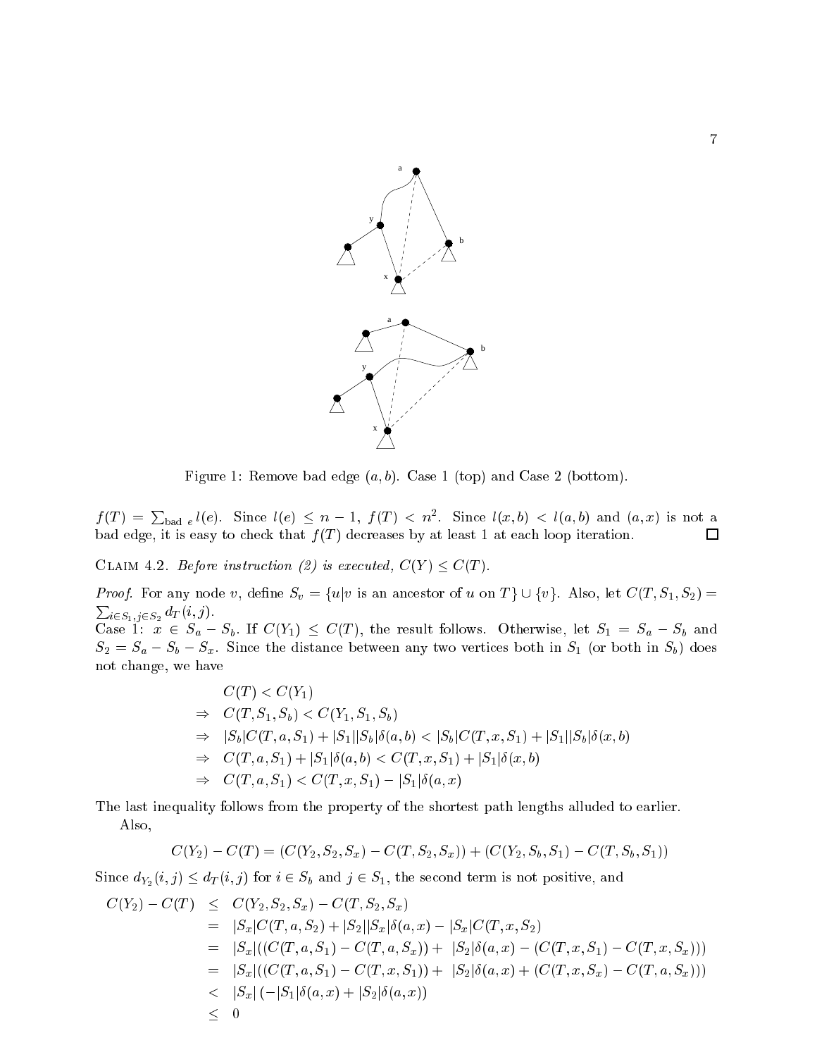Figure 1: Remove bad edge $(a,b)$. Case 1 (top) and Case 2 (bottom).

$f(T) = \sum_{\text{bad } e} l(e)$. Since $l(e) \le n-1$, $f(T) < n^2$. Since $l(x,b) < l(a,b)$ and $(a,x)$ is not a bad edge, it is easy to check that $f(T)$ decreases by at least 1 at each loop iteration. □

CLAIM 4.2. *Before instruction (2) is executed, $C(Y) \le C(T)$.*

*Proof.* For any node $v$, define $S_v = \{u | v \text{ is an ancestor of } u \text{ on } T\} \cup \{v\}$. Also, let $C(T, S_1, S_2) = \sum_{i \in S_1, j \in S_2} d_T(i,j)$.

Case 1: $x \in S_a - S_b$. If $C(Y_1) \le C(T)$, the result follows. Otherwise, let $S_1 = S_a - S_b$ and $S_2 = S_a - S_b - S_x$. Since the distance between any two vertices both in $S_1$ (or both in $S_b$) does not change, we have

$$
\begin{aligned}
& C(T) < C(Y_1) \\
\Rightarrow\ & C(T, S_1, S_b) < C(Y_1, S_1, S_b) \\
\Rightarrow\ & |S_b| C(T, a, S_1) + |S_1||S_b|\delta(a,b) < |S_b| C(T, x, S_1) + |S_1||S_b|\delta(x,b) \\
\Rightarrow\ & C(T, a, S_1) + |S_1|\delta(a,b) < C(T, x, S_1) + |S_1|\delta(x,b) \\
\Rightarrow\ & C(T, a, S_1) < C(T, x, S_1) - |S_1|\delta(a,x)
\end{aligned}
$$

The last inequality follows from the property of the shortest path lengths alluded to earlier.

Also,

$$C(Y_2) - C(T) = (C(Y_2, S_2, S_x) - C(T, S_2, S_x)) + (C(Y_2, S_b, S_1) - C(T, S_b, S_1))$$

Since $d_{Y_2}(i,j) \le d_T(i,j)$ for $i \in S_b$ and $j \in S_1$, the second term is not positive, and

$$
\begin{aligned}
C(Y_2) - C(T) &\le C(Y_2, S_2, S_x) - C(T, S_2, S_x) \\
&= |S_x| C(T, a, S_2) + |S_2||S_x|\delta(a,x) - |S_x| C(T, x, S_2) \\
&= |S_x|((C(T, a, S_1) - C(T, a, S_x)) + |S_2|\delta(a,x) - (C(T, x, S_1) - C(T, x, S_x))) \\
&= |S_x|((C(T, a, S_1) - C(T, x, S_1)) + |S_2|\delta(a,x) + (C(T, x, S_x) - C(T, a, S_x))) \\
&< |S_x| \left(-|S_1|\delta(a,x) + |S_2|\delta(a,x)\right) \\
&\le 0
\end{aligned}
$$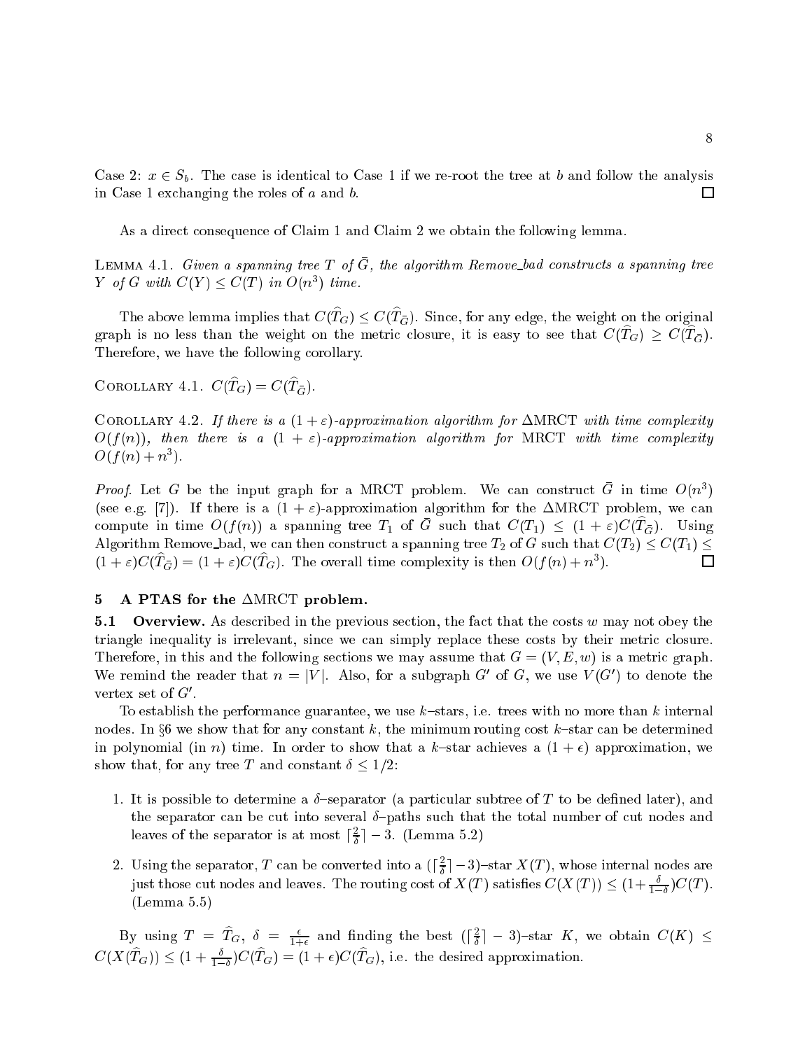Case 2: $x \in S_b$. The case is identical to Case 1 if we re-root the tree at $b$ and follow the analysis in Case 1 exchanging the roles of $a$ and $b$. ☐

As a direct consequence of Claim 1 and Claim 2 we obtain the following lemma.

Lemma 4.1. *Given a spanning tree $T$ of $\bar{G}$, the algorithm Remove_bad constructs a spanning tree $Y$ of $G$ with $C(Y) \leq C(T)$ in $O(n^3)$ time.*

The above lemma implies that $C(\widehat{T}_G) \leq C(\widehat{T}_{\bar{G}})$. Since, for any edge, the weight on the original graph is no less than the weight on the metric closure, it is easy to see that $C(\widehat{T}_G) \geq C(\widehat{T}_{\bar{G}})$. Therefore, we have the following corollary.

Corollary 4.1. $C(\widehat{T}_G) = C(\widehat{T}_{\bar{G}})$.

Corollary 4.2. *If there is a $(1+\varepsilon)$-approximation algorithm for* $\Delta$MRCT *with time complexity $O(f(n))$, then there is a $(1+\varepsilon)$-approximation algorithm for* MRCT *with time complexity $O(f(n)+n^3)$.*

*Proof.* Let $G$ be the input graph for a MRCT problem. We can construct $\bar{G}$ in time $O(n^3)$ (see e.g. [7]). If there is a $(1+\varepsilon)$-approximation algorithm for the $\Delta$MRCT problem, we can compute in time $O(f(n))$ a spanning tree $T_1$ of $\bar{G}$ such that $C(T_1) \leq (1+\varepsilon)C(\widehat{T}_{\bar{G}})$. Using Algorithm Remove_bad, we can then construct a spanning tree $T_2$ of $G$ such that $C(T_2) \leq C(T_1) \leq (1+\varepsilon)C(\widehat{T}_{\bar{G}}) = (1+\varepsilon)C(\widehat{T}_G)$. The overall time complexity is then $O(f(n)+n^3)$. ☐

## 5 A PTAS for the $\Delta$MRCT problem.

**5.1 Overview.** As described in the previous section, the fact that the costs $w$ may not obey the triangle inequality is irrelevant, since we can simply replace these costs by their metric closure. Therefore, in this and the following sections we may assume that $G = (V, E, w)$ is a metric graph. We remind the reader that $n = |V|$. Also, for a subgraph $G'$ of $G$, we use $V(G')$ to denote the vertex set of $G'$.

To establish the performance guarantee, we use $k$–stars, i.e. trees with no more than $k$ internal nodes. In §6 we show that for any constant $k$, the minimum routing cost $k$–star can be determined in polynomial (in $n$) time. In order to show that a $k$–star achieves a $(1+\epsilon)$ approximation, we show that, for any tree $T$ and constant $\delta \leq 1/2$:

1. It is possible to determine a $\delta$–separator (a particular subtree of $T$ to be defined later), and the separator can be cut into several $\delta$–paths such that the total number of cut nodes and leaves of the separator is at most $\lceil \frac{2}{\delta} \rceil - 3$. (Lemma 5.2)
2. Using the separator, $T$ can be converted into a $(\lceil \frac{2}{\delta} \rceil - 3)$–star $X(T)$, whose internal nodes are just those cut nodes and leaves. The routing cost of $X(T)$ satisfies $C(X(T)) \leq (1+\frac{\delta}{1-\delta})C(T)$. (Lemma 5.5)

By using $T = \widehat{T}_G$, $\delta = \frac{\epsilon}{1+\epsilon}$ and finding the best $(\lceil \frac{2}{\delta} \rceil - 3)$–star $K$, we obtain $C(K) \leq C(X(\widehat{T}_G)) \leq (1+\frac{\delta}{1-\delta})C(\widehat{T}_G) = (1+\epsilon)C(\widehat{T}_G)$, i.e. the desired approximation.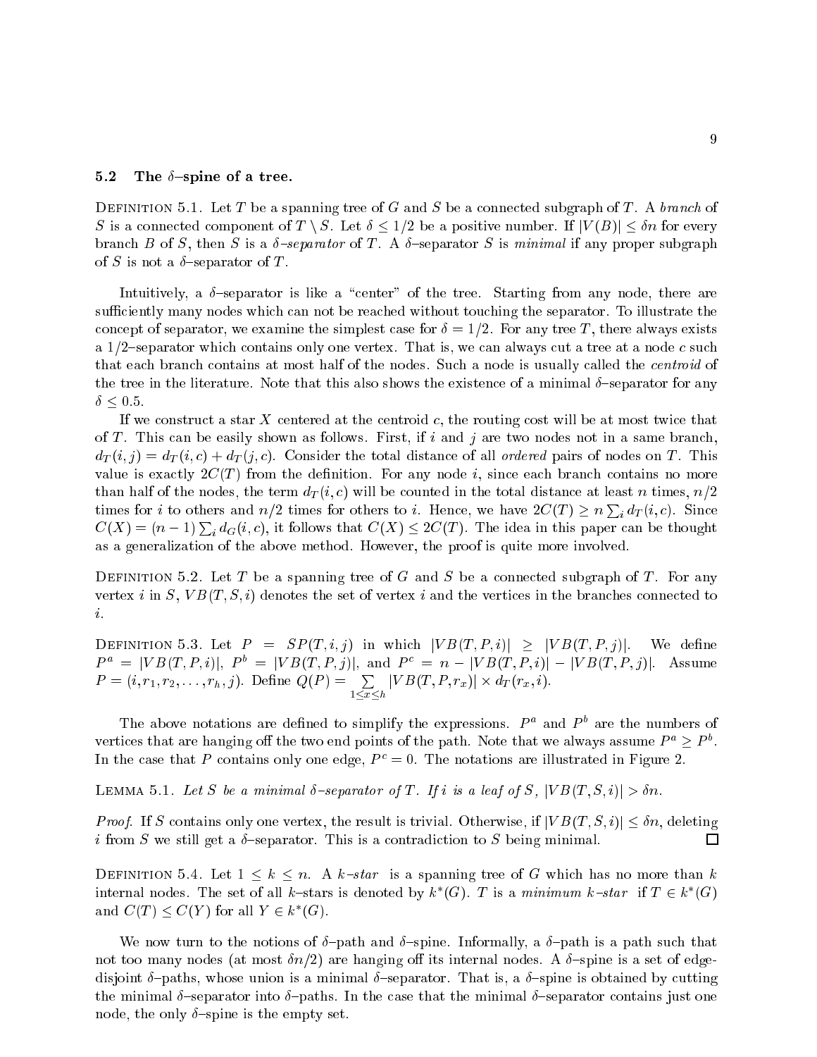### 5.2 The $\delta$–spine of a tree.

Definition 5.1. Let $T$ be a spanning tree of $G$ and $S$ be a connected subgraph of $T$. A *branch* of $S$ is a connected component of $T \setminus S$. Let $\delta \leq 1/2$ be a positive number. If $|V(B)| \leq \delta n$ for every branch $B$ of $S$, then $S$ is a $\delta$*–separator* of $T$. A $\delta$–separator $S$ is *minimal* if any proper subgraph of $S$ is not a $\delta$–separator of $T$.

Intuitively, a $\delta$–separator is like a "center" of the tree. Starting from any node, there are sufficiently many nodes which can not be reached without touching the separator. To illustrate the concept of separator, we examine the simplest case for $\delta = 1/2$. For any tree $T$, there always exists a $1/2$–separator which contains only one vertex. That is, we can always cut a tree at a node $c$ such that each branch contains at most half of the nodes. Such a node is usually called the *centroid* of the tree in the literature. Note that this also shows the existence of a minimal $\delta$–separator for any $\delta \leq 0.5$.

If we construct a star $X$ centered at the centroid $c$, the routing cost will be at most twice that of $T$. This can be easily shown as follows. First, if $i$ and $j$ are two nodes not in a same branch, $d_T(i,j) = d_T(i,c) + d_T(j,c)$. Consider the total distance of all *ordered* pairs of nodes on $T$. This value is exactly $2C(T)$ from the definition. For any node $i$, since each branch contains no more than half of the nodes, the term $d_T(i,c)$ will be counted in the total distance at least $n$ times, $n/2$ times for $i$ to others and $n/2$ times for others to $i$. Hence, we have $2C(T) \geq n\sum_i d_T(i,c)$. Since $C(X) = (n-1)\sum_i d_G(i,c)$, it follows that $C(X) \leq 2C(T)$. The idea in this paper can be thought as a generalization of the above method. However, the proof is quite more involved.

Definition 5.2. Let $T$ be a spanning tree of $G$ and $S$ be a connected subgraph of $T$. For any vertex $i$ in $S$, $VB(T,S,i)$ denotes the set of vertex $i$ and the vertices in the branches connected to $i$.

Definition 5.3. Let $P = SP(T,i,j)$ in which $|VB(T,P,i)| \geq |VB(T,P,j)|$. We define $P^a = |VB(T,P,i)|$, $P^b = |VB(T,P,j)|$, and $P^c = n - |VB(T,P,i)| - |VB(T,P,j)|$. Assume $P = (i, r_1, r_2, \ldots, r_h, j)$. Define $Q(P) = \sum\limits_{1 \leq x \leq h} |VB(T,P,r_x)| \times d_T(r_x, i)$.

The above notations are defined to simplify the expressions. $P^a$ and $P^b$ are the numbers of vertices that are hanging off the two end points of the path. Note that we always assume $P^a \geq P^b$. In the case that $P$ contains only one edge, $P^c = 0$. The notations are illustrated in Figure 2.

Lemma 5.1. *Let $S$ be a minimal $\delta$–separator of $T$. If $i$ is a leaf of $S$, $|VB(T,S,i)| > \delta n$.*

*Proof*. If $S$ contains only one vertex, the result is trivial. Otherwise, if $|VB(T,S,i)| \leq \delta n$, deleting $i$ from $S$ we still get a $\delta$–separator. This is a contradiction to $S$ being minimal. □

Definition 5.4. Let $1 \leq k \leq n$. A *$k$–star* is a spanning tree of $G$ which has no more than $k$ internal nodes. The set of all $k$–stars is denoted by $k^*(G)$. $T$ is a *minimum $k$–star* if $T \in k^*(G)$ and $C(T) \leq C(Y)$ for all $Y \in k^*(G)$.

We now turn to the notions of $\delta$–path and $\delta$–spine. Informally, a $\delta$–path is a path such that not too many nodes (at most $\delta n/2$) are hanging off its internal nodes. A $\delta$–spine is a set of edge-disjoint $\delta$–paths, whose union is a minimal $\delta$–separator. That is, a $\delta$–spine is obtained by cutting the minimal $\delta$–separator into $\delta$–paths. In the case that the minimal $\delta$–separator contains just one node, the only $\delta$–spine is the empty set.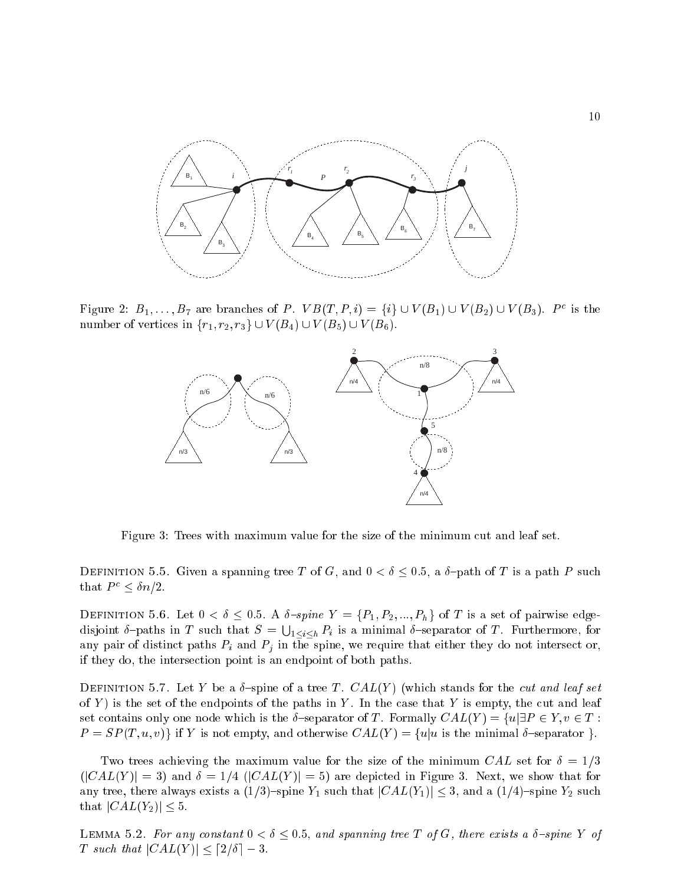Figure 2: $B_1, \ldots, B_7$ are branches of $P$. $VB(T, P, i) = \{i\} \cup V(B_1) \cup V(B_2) \cup V(B_3)$. $P^c$ is the number of vertices in $\{r_1, r_2, r_3\} \cup V(B_4) \cup V(B_5) \cup V(B_6)$.

Figure 3: Trees with maximum value for the size of the minimum cut and leaf set.

Definition 5.5. Given a spanning tree $T$ of $G$, and $0 < \delta \leq 0.5$, a $\delta$–path of $T$ is a path $P$ such that $P^c \leq \delta n/2$.

Definition 5.6. Let $0 < \delta \leq 0.5$. A *$\delta$–spine* $Y = \{P_1, P_2, \ldots, P_h\}$ of $T$ is a set of pairwise edge-disjoint $\delta$–paths in $T$ such that $S = \bigcup_{1 \leq i \leq h} P_i$ is a minimal $\delta$–separator of $T$. Furthermore, for any pair of distinct paths $P_i$ and $P_j$ in the spine, we require that either they do not intersect or, if they do, the intersection point is an endpoint of both paths.

Definition 5.7. Let $Y$ be a $\delta$–spine of a tree $T$. $CAL(Y)$ (which stands for the *cut and leaf set* of $Y$) is the set of the endpoints of the paths in $Y$. In the case that $Y$ is empty, the cut and leaf set contains only one node which is the $\delta$–separator of $T$. Formally $CAL(Y) = \{u | \exists P \in Y, v \in T : P = SP(T, u, v)\}$ if $Y$ is not empty, and otherwise $CAL(Y) = \{u | u$ is the minimal $\delta$–separator $\}$.

Two trees achieving the maximum value for the size of the minimum $CAL$ set for $\delta = 1/3$ ($|CAL(Y)| = 3$) and $\delta = 1/4$ ($|CAL(Y)| = 5$) are depicted in Figure 3. Next, we show that for any tree, there always exists a $(1/3)$–spine $Y_1$ such that $|CAL(Y_1)| \leq 3$, and a $(1/4)$–spine $Y_2$ such that $|CAL(Y_2)| \leq 5$.

Lemma 5.2. *For any constant $0 < \delta \leq 0.5$, and spanning tree $T$ of $G$, there exists a $\delta$–spine $Y$ of $T$ such that $|CAL(Y)| \leq \lceil 2/\delta \rceil - 3$.*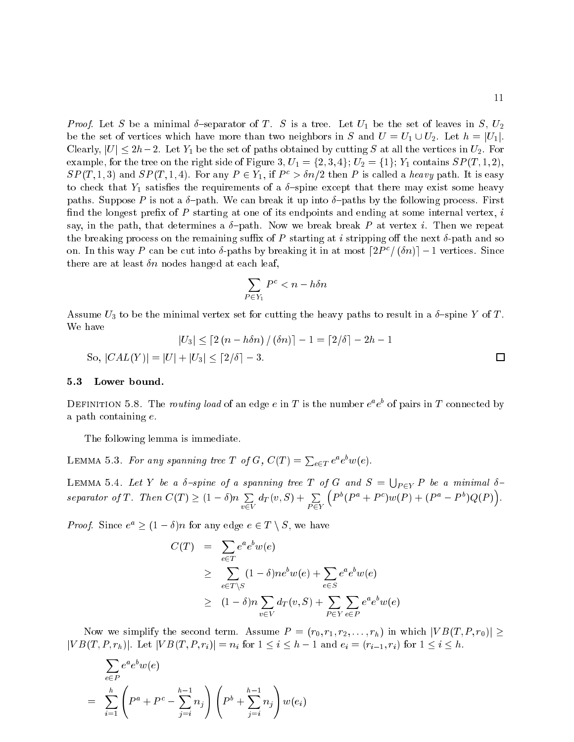*Proof.* Let $S$ be a minimal $\delta$–separator of $T$. $S$ is a tree. Let $U_1$ be the set of leaves in $S$, $U_2$ be the set of vertices which have more than two neighbors in $S$ and $U = U_1 \cup U_2$. Let $h = |U_1|$. Clearly, $|U| \le 2h - 2$. Let $Y_1$ be the set of paths obtained by cutting $S$ at all the vertices in $U_2$. For example, for the tree on the right side of Figure 3, $U_1 = \{2, 3, 4\}$; $U_2 = \{1\}$; $Y_1$ contains $SP(T, 1, 2)$, $SP(T, 1, 3)$ and $SP(T, 1, 4)$. For any $P \in Y_1$, if $P^c > \delta n/2$ then $P$ is called a *heavy* path. It is easy to check that $Y_1$ satisfies the requirements of a $\delta$–spine except that there may exist some heavy paths. Suppose $P$ is not a $\delta$–path. We can break it up into $\delta$–paths by the following process. First find the longest prefix of $P$ starting at one of its endpoints and ending at some internal vertex, $i$ say, in the path, that determines a $\delta$–path. Now we break break $P$ at vertex $i$. Then we repeat the breaking process on the remaining suffix of $P$ starting at $i$ stripping off the next $\delta$-path and so on. In this way $P$ can be cut into $\delta$-paths by breaking it in at most $\lceil 2P^c/(\delta n) \rceil - 1$ vertices. Since there are at least $\delta n$ nodes hanged at each leaf,

$$\sum_{P \in Y_1} P^c < n - h\delta n$$

Assume $U_3$ to be the minimal vertex set for cutting the heavy paths to result in a $\delta$–spine $Y$ of $T$. We have

$$|U_3| \le \lceil 2\,(n - h\delta n)\,/\,(\delta n) \rceil - 1 = \lceil 2/\delta \rceil - 2h - 1$$

So, $|CAL(Y)| = |U| + |U_3| \le \lceil 2/\delta \rceil - 3$. □

### 5.3 Lower bound.

Definition 5.8. The *routing load* of an edge $e$ in $T$ is the number $e^a e^b$ of pairs in $T$ connected by a path containing $e$.

The following lemma is immediate.

Lemma 5.3. *For any spanning tree $T$ of $G$, $C(T) = \sum_{e \in T} e^a e^b w(e)$.*

Lemma 5.4. *Let $Y$ be a $\delta$–spine of a spanning tree $T$ of $G$ and $S = \bigcup_{P \in Y} P$ be a minimal $\delta$–separator of $T$. Then $C(T) \ge (1 - \delta)n \sum_{v \in V} d_T(v, S) + \sum_{P \in Y} \left( P^b(P^a + P^c)w(P) + (P^a - P^b)Q(P) \right)$.*

*Proof.* Since $e^a \ge (1 - \delta)n$ for any edge $e \in T \setminus S$, we have

$$\begin{aligned}
C(T) &= \sum_{e \in T} e^a e^b w(e) \\
&\ge \sum_{e \in T \setminus S} (1 - \delta)n e^b w(e) + \sum_{e \in S} e^a e^b w(e) \\
&\ge (1 - \delta)n \sum_{v \in V} d_T(v, S) + \sum_{P \in Y} \sum_{e \in P} e^a e^b w(e)
\end{aligned}$$

Now we simplify the second term. Assume $P = (r_0, r_1, r_2, \ldots, r_h)$ in which $|VB(T, P, r_0)| \ge |VB(T, P, r_h)|$. Let $|VB(T, P, r_i)| = n_i$ for $1 \le i \le h - 1$ and $e_i = (r_{i-1}, r_i)$ for $1 \le i \le h$.

$$\begin{aligned}
&\sum_{e \in P} e^a e^b w(e) \\
= &\sum_{i=1}^{h} \left( P^a + P^c - \sum_{j=i}^{h-1} n_j \right) \left( P^b + \sum_{j=i}^{h-1} n_j \right) w(e_i)
\end{aligned}$$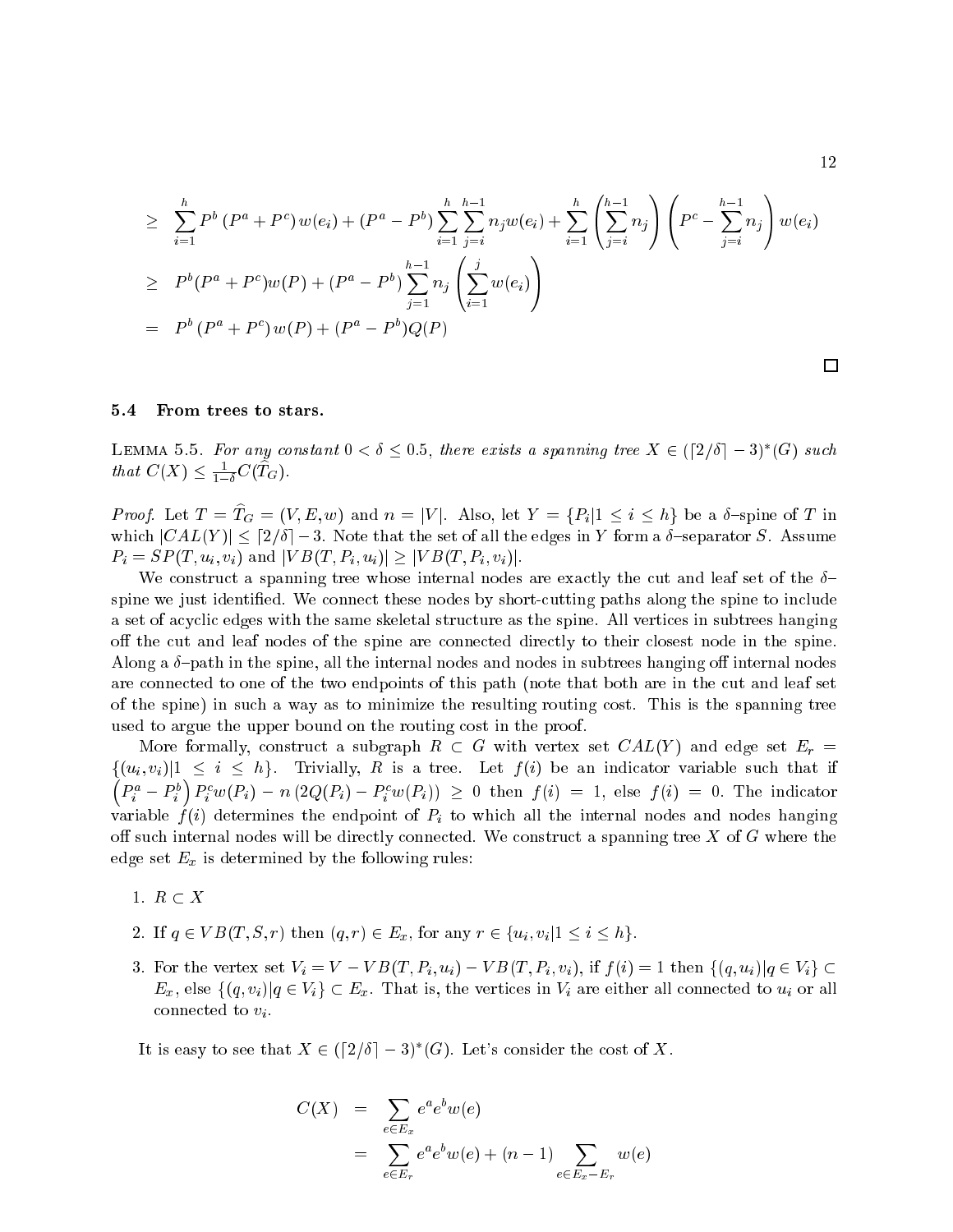$$
\begin{aligned}
&\geq \sum_{i=1}^{h} P^b\left(P^a+P^c\right) w(e_i) + (P^a - P^b)\sum_{i=1}^{h}\sum_{j=i}^{h-1} n_j w(e_i) + \sum_{i=1}^{h}\left(\sum_{j=i}^{h-1} n_j\right)\left(P^c - \sum_{j=i}^{h-1} n_j\right) w(e_i) \\
&\geq P^b(P^a+P^c)w(P) + (P^a - P^b)\sum_{j=1}^{h-1} n_j \left(\sum_{i=1}^{j} w(e_i)\right) \\
&= P^b\left(P^a+P^c\right)w(P) + (P^a - P^b)Q(P)
\end{aligned}
$$

□

### 5.4 From trees to stars.

Lemma 5.5. *For any constant $0 < \delta \leq 0.5$, there exists a spanning tree $X \in (\lceil 2/\delta \rceil - 3)^*(G)$ such that $C(X) \leq \frac{1}{1-\delta} C(\widehat{T}_G)$.*

*Proof.* Let $T = \widehat{T}_G = (V, E, w)$ and $n = |V|$. Also, let $Y = \{P_i | 1 \leq i \leq h\}$ be a $\delta$–spine of $T$ in which $|CAL(Y)| \leq \lceil 2/\delta \rceil - 3$. Note that the set of all the edges in $Y$ form a $\delta$–separator $S$. Assume $P_i = SP(T, u_i, v_i)$ and $|VB(T, P_i, u_i)| \geq |VB(T, P_i, v_i)|$.

We construct a spanning tree whose internal nodes are exactly the cut and leaf set of the $\delta$–spine we just identified. We connect these nodes by short-cutting paths along the spine to include a set of acyclic edges with the same skeletal structure as the spine. All vertices in subtrees hanging off the cut and leaf nodes of the spine are connected directly to their closest node in the spine. Along a $\delta$–path in the spine, all the internal nodes and nodes in subtrees hanging off internal nodes are connected to one of the two endpoints of this path (note that both are in the cut and leaf set of the spine) in such a way as to minimize the resulting routing cost. This is the spanning tree used to argue the upper bound on the routing cost in the proof.

More formally, construct a subgraph $R \subset G$ with vertex set $CAL(Y)$ and edge set $E_r = \{(u_i, v_i) | 1 \leq i \leq h\}$. Trivially, $R$ is a tree. Let $f(i)$ be an indicator variable such that if $\left(P_i^a - P_i^b\right) P_i^c w(P_i) - n\left(2Q(P_i) - P_i^c w(P_i)\right) \geq 0$ then $f(i) = 1$, else $f(i) = 0$. The indicator variable $f(i)$ determines the endpoint of $P_i$ to which all the internal nodes and nodes hanging off such internal nodes will be directly connected. We construct a spanning tree $X$ of $G$ where the edge set $E_x$ is determined by the following rules:

1. $R \subset X$
2. If $q \in VB(T, S, r)$ then $(q, r) \in E_x$, for any $r \in \{u_i, v_i | 1 \leq i \leq h\}$.
3. For the vertex set $V_i = V - VB(T, P_i, u_i) - VB(T, P_i, v_i)$, if $f(i) = 1$ then $\{(q, u_i) | q \in V_i\} \subset E_x$, else $\{(q, v_i) | q \in V_i\} \subset E_x$. That is, the vertices in $V_i$ are either all connected to $u_i$ or all connected to $v_i$.

It is easy to see that $X \in (\lceil 2/\delta \rceil - 3)^*(G)$. Let's consider the cost of $X$.

$$
\begin{aligned}
C(X) &= \sum_{e \in E_x} e^a e^b w(e) \\
&= \sum_{e \in E_r} e^a e^b w(e) + (n-1)\sum_{e \in E_x - E_r} w(e)
\end{aligned}
$$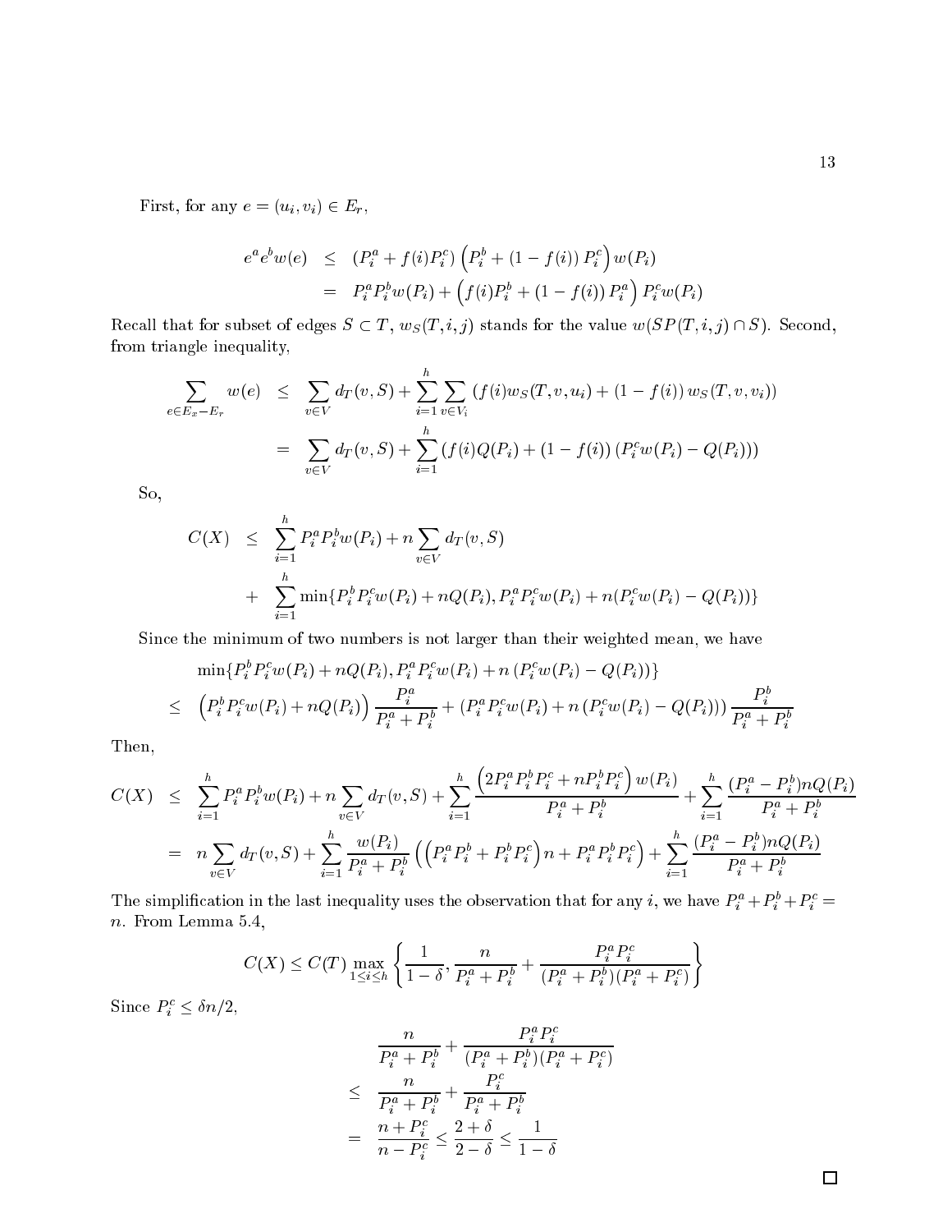First, for any $e = (u_i, v_i) \in E_r$,

$$
\begin{aligned}
e^a e^b w(e) &\leq \left(P_i^a + f(i) P_i^c\right)\left(P_i^b + (1 - f(i))\, P_i^c\right) w(P_i) \\
&= P_i^a P_i^b w(P_i) + \left(f(i) P_i^b + (1 - f(i))\, P_i^a\right) P_i^c w(P_i)
\end{aligned}
$$

Recall that for subset of edges $S \subset T$, $w_S(T, i, j)$ stands for the value $w(SP(T, i, j) \cap S)$. Second, from triangle inequality,

$$
\begin{aligned}
\sum_{e \in E_x - E_r} w(e) &\leq \sum_{v \in V} d_T(v, S) + \sum_{i=1}^{h} \sum_{v \in V_i} \left(f(i) w_S(T, v, u_i) + (1 - f(i))\, w_S(T, v, v_i)\right) \\
&= \sum_{v \in V} d_T(v, S) + \sum_{i=1}^{h} \left(f(i) Q(P_i) + (1 - f(i))\left(P_i^c w(P_i) - Q(P_i)\right)\right)
\end{aligned}
$$

So,

$$
\begin{aligned}
C(X) &\leq \sum_{i=1}^{h} P_i^a P_i^b w(P_i) + n \sum_{v \in V} d_T(v, S) \\
&+ \sum_{i=1}^{h} \min\{P_i^b P_i^c w(P_i) + nQ(P_i), P_i^a P_i^c w(P_i) + n(P_i^c w(P_i) - Q(P_i))\}
\end{aligned}
$$

Since the minimum of two numbers is not larger than their weighted mean, we have

$$
\begin{aligned}
&\min\{P_i^b P_i^c w(P_i) + nQ(P_i), P_i^a P_i^c w(P_i) + n\left(P_i^c w(P_i) - Q(P_i)\right)\} \\
\leq\; &\left(P_i^b P_i^c w(P_i) + nQ(P_i)\right) \frac{P_i^a}{P_i^a + P_i^b} + \left(P_i^a P_i^c w(P_i) + n\left(P_i^c w(P_i) - Q(P_i)\right)\right) \frac{P_i^b}{P_i^a + P_i^b}
\end{aligned}
$$

Then,

$$
\begin{aligned}
C(X) &\leq \sum_{i=1}^{h} P_i^a P_i^b w(P_i) + n \sum_{v \in V} d_T(v, S) + \sum_{i=1}^{h} \frac{\left(2 P_i^a P_i^b P_i^c + n P_i^b P_i^c\right) w(P_i)}{P_i^a + P_i^b} + \sum_{i=1}^{h} \frac{(P_i^a - P_i^b) n Q(P_i)}{P_i^a + P_i^b} \\
&= n \sum_{v \in V} d_T(v, S) + \sum_{i=1}^{h} \frac{w(P_i)}{P_i^a + P_i^b} \left(\left(P_i^a P_i^b + P_i^b P_i^c\right) n + P_i^a P_i^b P_i^c\right) + \sum_{i=1}^{h} \frac{(P_i^a - P_i^b) n Q(P_i)}{P_i^a + P_i^b}
\end{aligned}
$$

The simplification in the last inequality uses the observation that for any $i$, we have $P_i^a + P_i^b + P_i^c = n$. From Lemma 5.4,

$$
C(X) \leq C(T) \max_{1 \leq i \leq h} \left\{ \frac{1}{1 - \delta}, \frac{n}{P_i^a + P_i^b} + \frac{P_i^a P_i^c}{(P_i^a + P_i^b)(P_i^a + P_i^c)} \right\}
$$

Since $P_i^c \leq \delta n / 2$,

$$
\begin{aligned}
&\frac{n}{P_i^a + P_i^b} + \frac{P_i^a P_i^c}{(P_i^a + P_i^b)(P_i^a + P_i^c)} \\
\leq\; &\frac{n}{P_i^a + P_i^b} + \frac{P_i^c}{P_i^a + P_i^b} \\
=\; &\frac{n + P_i^c}{n - P_i^c} \leq \frac{2 + \delta}{2 - \delta} \leq \frac{1}{1 - \delta}
\end{aligned}
$$

□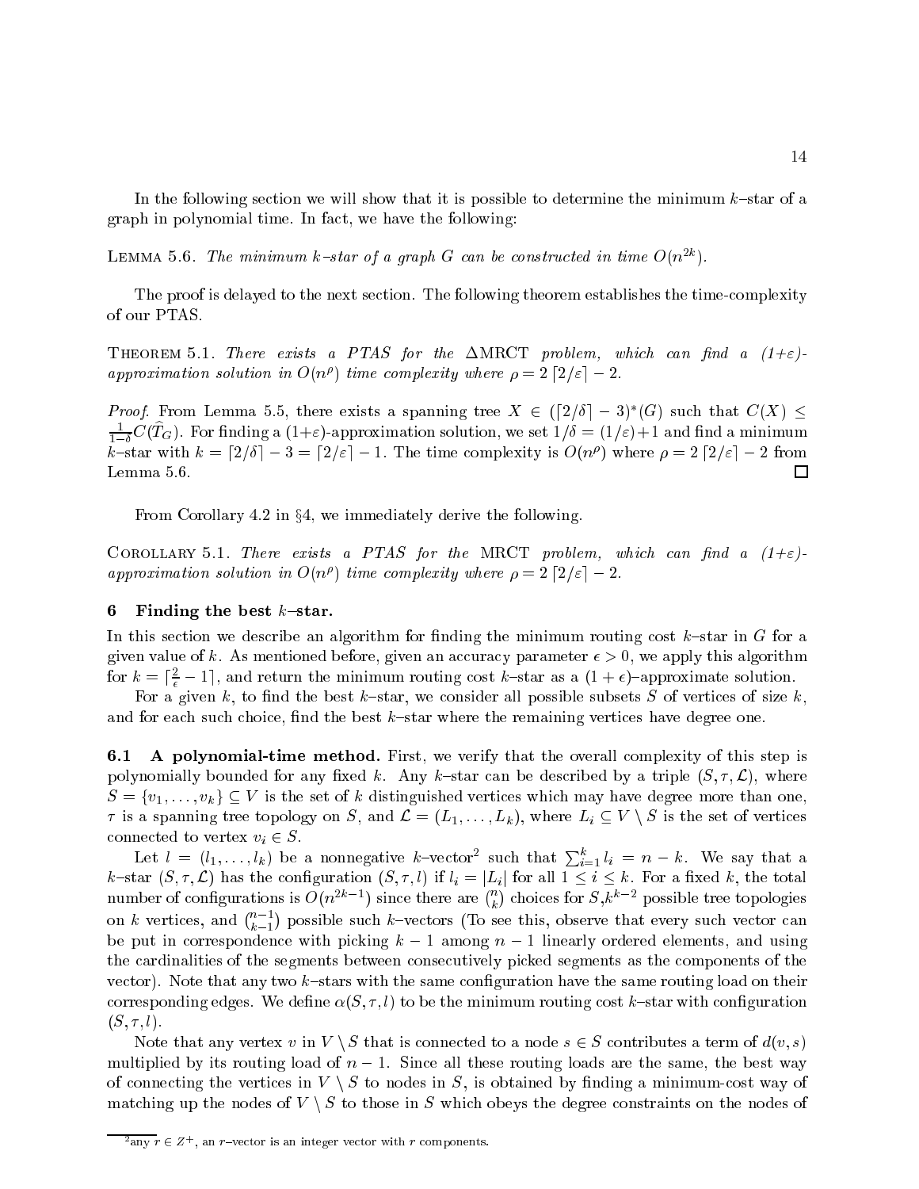In the following section we will show that it is possible to determine the minimum $k$–star of a graph in polynomial time. In fact, we have the following:

LEMMA 5.6. *The minimum $k$–star of a graph $G$ can be constructed in time $O(n^{2k})$.*

The proof is delayed to the next section. The following theorem establishes the time-complexity of our PTAS.

THEOREM 5.1. *There exists a PTAS for the* $\Delta$MRCT *problem, which can find a $(1+\varepsilon)$-approximation solution in $O(n^\rho)$ time complexity where $\rho = 2\lceil 2/\varepsilon \rceil - 2$.*

*Proof.* From Lemma 5.5, there exists a spanning tree $X \in (\lceil 2/\delta \rceil - 3)^*(G)$ such that $C(X) \leq \frac{1}{1-\delta} C(\widehat{T}_G)$. For finding a $(1+\varepsilon)$-approximation solution, we set $1/\delta = (1/\varepsilon) + 1$ and find a minimum $k$–star with $k = \lceil 2/\delta \rceil - 3 = \lceil 2/\varepsilon \rceil - 1$. The time complexity is $O(n^\rho)$ where $\rho = 2\lceil 2/\varepsilon \rceil - 2$ from Lemma 5.6. ☐

From Corollary 4.2 in §4, we immediately derive the following.

COROLLARY 5.1. *There exists a PTAS for the* MRCT *problem, which can find a $(1+\varepsilon)$-approximation solution in $O(n^\rho)$ time complexity where $\rho = 2\lceil 2/\varepsilon \rceil - 2$.*

## 6 Finding the best $k$–star.

In this section we describe an algorithm for finding the minimum routing cost $k$–star in $G$ for a given value of $k$. As mentioned before, given an accuracy parameter $\epsilon > 0$, we apply this algorithm for $k = \lceil \frac{2}{\epsilon} - 1 \rceil$, and return the minimum routing cost $k$–star as a $(1+\epsilon)$–approximate solution.

For a given $k$, to find the best $k$–star, we consider all possible subsets $S$ of vertices of size $k$, and for each such choice, find the best $k$–star where the remaining vertices have degree one.

**6.1 A polynomial-time method.** First, we verify that the overall complexity of this step is polynomially bounded for any fixed $k$. Any $k$–star can be described by a triple $(S, \tau, \mathcal{L})$, where $S = \{v_1, \ldots, v_k\} \subseteq V$ is the set of $k$ distinguished vertices which may have degree more than one, $\tau$ is a spanning tree topology on $S$, and $\mathcal{L} = (L_1, \ldots, L_k)$, where $L_i \subseteq V \setminus S$ is the set of vertices connected to vertex $v_i \in S$.

Let $l = (l_1, \ldots, l_k)$ be a nonnegative $k$–vector[2] such that $\sum_{i=1}^{k} l_i = n - k$. We say that a $k$–star $(S, \tau, \mathcal{L})$ has the configuration $(S, \tau, l)$ if $l_i = |L_i|$ for all $1 \leq i \leq k$. For a fixed $k$, the total number of configurations is $O(n^{2k-1})$ since there are $\binom{n}{k}$ choices for $S$,$k^{k-2}$ possible tree topologies on $k$ vertices, and $\binom{n-1}{k-1}$ possible such $k$–vectors (To see this, observe that every such vector can be put in correspondence with picking $k-1$ among $n-1$ linearly ordered elements, and using the cardinalities of the segments between consecutively picked segments as the components of the vector). Note that any two $k$–stars with the same configuration have the same routing load on their corresponding edges. We define $\alpha(S, \tau, l)$ to be the minimum routing cost $k$–star with configuration $(S, \tau, l)$.

Note that any vertex $v$ in $V \setminus S$ that is connected to a node $s \in S$ contributes a term of $d(v, s)$ multiplied by its routing load of $n - 1$. Since all these routing loads are the same, the best way of connecting the vertices in $V \setminus S$ to nodes in $S$, is obtained by finding a minimum-cost way of matching up the nodes of $V \setminus S$ to those in $S$ which obeys the degree constraints on the nodes of

[2] any $r \in Z^+$, an $r$–vector is an integer vector with $r$ components.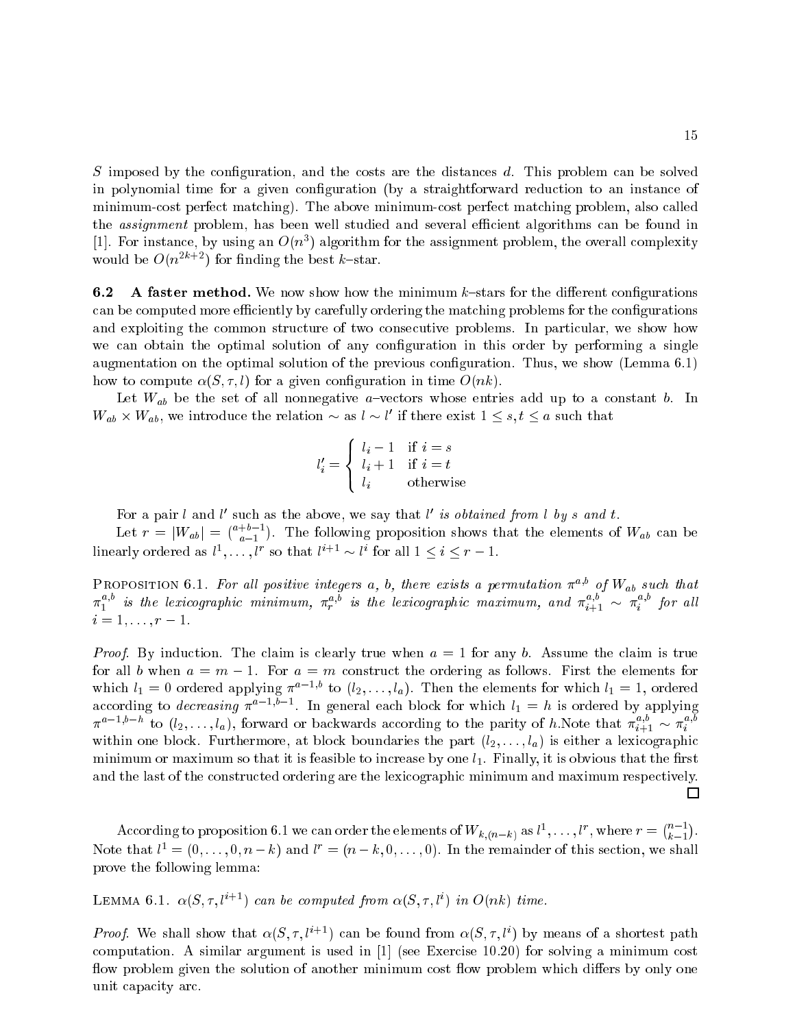$S$ imposed by the configuration, and the costs are the distances $d$. This problem can be solved in polynomial time for a given configuration (by a straightforward reduction to an instance of minimum-cost perfect matching). The above minimum-cost perfect matching problem, also called the *assignment* problem, has been well studied and several efficient algorithms can be found in [1]. For instance, by using an $O(n^3)$ algorithm for the assignment problem, the overall complexity would be $O(n^{2k+2})$ for finding the best $k$–star.

**6.2 A faster method.** We now show how the minimum $k$–stars for the different configurations can be computed more efficiently by carefully ordering the matching problems for the configurations and exploiting the common structure of two consecutive problems. In particular, we show how we can obtain the optimal solution of any configuration in this order by performing a single augmentation on the optimal solution of the previous configuration. Thus, we show (Lemma 6.1) how to compute $\alpha(S, \tau, l)$ for a given configuration in time $O(nk)$.

Let $W_{ab}$ be the set of all nonnegative $a$–vectors whose entries add up to a constant $b$. In $W_{ab} \times W_{ab}$, we introduce the relation $\sim$ as $l \sim l'$ if there exist $1 \leq s, t \leq a$ such that

$$l'_i = \begin{cases} l_i - 1 & \text{if } i = s \\ l_i + 1 & \text{if } i = t \\ l_i & \text{otherwise} \end{cases}$$

For a pair $l$ and $l'$ such as the above, we say that *$l'$ is obtained from $l$ by $s$ and $t$.*

Let $r = |W_{ab}| = \binom{a+b-1}{a-1}$. The following proposition shows that the elements of $W_{ab}$ can be linearly ordered as $l^1, \ldots, l^r$ so that $l^{i+1} \sim l^i$ for all $1 \leq i \leq r-1$.

PROPOSITION 6.1. *For all positive integers $a$, $b$, there exists a permutation $\pi^{a,b}$ of $W_{ab}$ such that $\pi_1^{a,b}$ is the lexicographic minimum, $\pi_r^{a,b}$ is the lexicographic maximum, and $\pi_{i+1}^{a,b} \sim \pi_i^{a,b}$ for all $i = 1, \ldots, r-1$.*

*Proof.* By induction. The claim is clearly true when $a = 1$ for any $b$. Assume the claim is true for all $b$ when $a = m - 1$. For $a = m$ construct the ordering as follows. First the elements for which $l_1 = 0$ ordered applying $\pi^{a-1,b}$ to $(l_2, \ldots, l_a)$. Then the elements for which $l_1 = 1$, ordered according to *decreasing* $\pi^{a-1,b-1}$. In general each block for which $l_1 = h$ is ordered by applying $\pi^{a-1,b-h}$ to $(l_2, \ldots, l_a)$, forward or backwards according to the parity of $h$.Note that $\pi_{i+1}^{a,b} \sim \pi_i^{a,b}$ within one block. Furthermore, at block boundaries the part $(l_2, \ldots, l_a)$ is either a lexicographic minimum or maximum so that it is feasible to increase by one $l_1$. Finally, it is obvious that the first and the last of the constructed ordering are the lexicographic minimum and maximum respectively. □

According to proposition 6.1 we can order the elements of $W_{k,(n-k)}$ as $l^1, \ldots, l^r$, where $r = \binom{n-1}{k-1}$. Note that $l^1 = (0, \ldots, 0, n-k)$ and $l^r = (n-k, 0, \ldots, 0)$. In the remainder of this section, we shall prove the following lemma:

LEMMA 6.1. *$\alpha(S, \tau, l^{i+1})$ can be computed from $\alpha(S, \tau, l^i)$ in $O(nk)$ time.*

*Proof.* We shall show that $\alpha(S, \tau, l^{i+1})$ can be found from $\alpha(S, \tau, l^i)$ by means of a shortest path computation. A similar argument is used in [1] (see Exercise 10.20) for solving a minimum cost flow problem given the solution of another minimum cost flow problem which differs by only one unit capacity arc.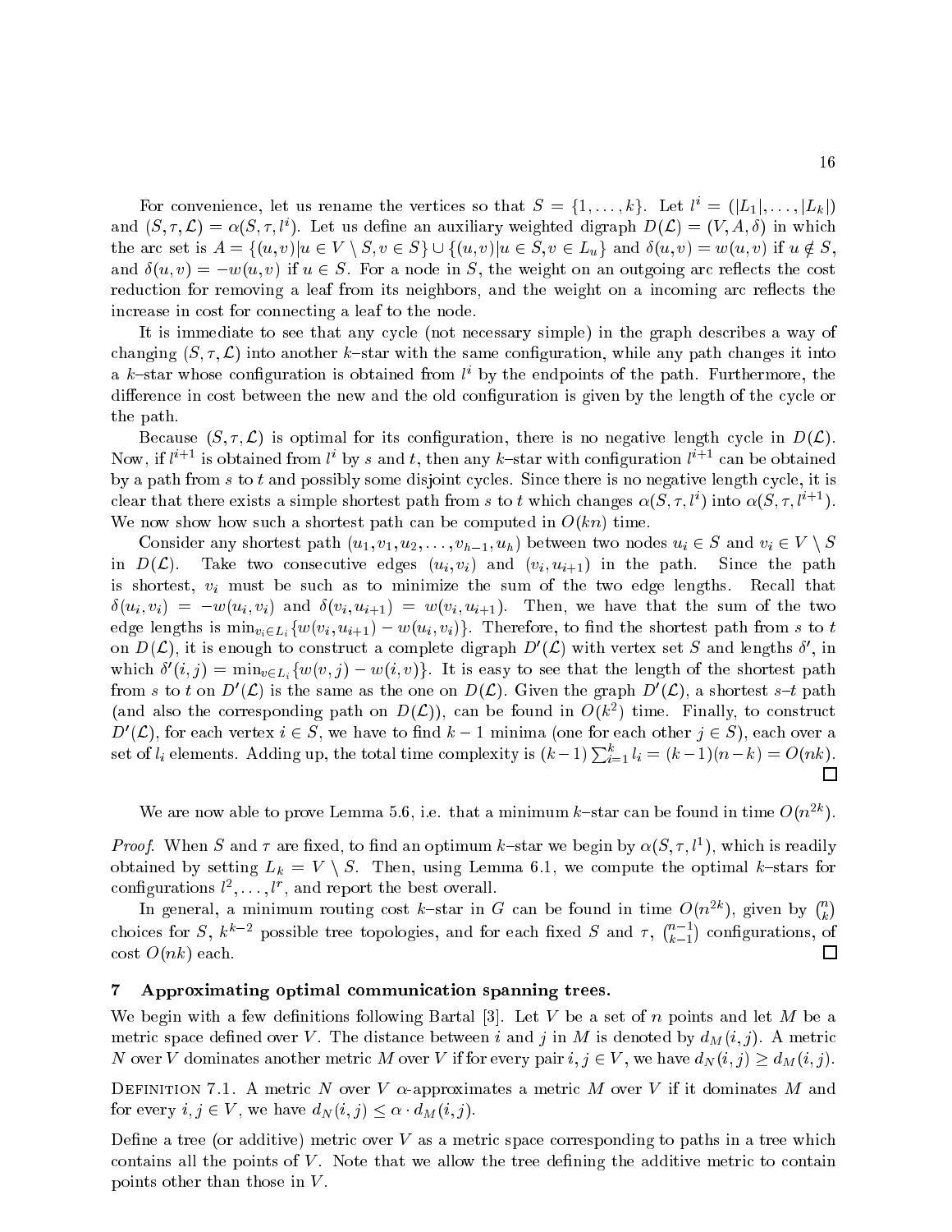For convenience, let us rename the vertices so that $S = \{1, \ldots, k\}$. Let $l^i = (|L_1|, \ldots, |L_k|)$ and $(S, \tau, \mathcal{L}) = \alpha(S, \tau, l^i)$. Let us define an auxiliary weighted digraph $D(\mathcal{L}) = (V, A, \delta)$ in which the arc set is $A = \{(u,v) | u \in V \setminus S, v \in S\} \cup \{(u,v) | u \in S, v \in L_u\}$ and $\delta(u,v) = w(u,v)$ if $u \notin S$, and $\delta(u,v) = -w(u,v)$ if $u \in S$. For a node in $S$, the weight on an outgoing arc reflects the cost reduction for removing a leaf from its neighbors, and the weight on a incoming arc reflects the increase in cost for connecting a leaf to the node.

It is immediate to see that any cycle (not necessary simple) in the graph describes a way of changing $(S, \tau, \mathcal{L})$ into another $k$–star with the same configuration, while any path changes it into a $k$–star whose configuration is obtained from $l^i$ by the endpoints of the path. Furthermore, the difference in cost between the new and the old configuration is given by the length of the cycle or the path.

Because $(S, \tau, \mathcal{L})$ is optimal for its configuration, there is no negative length cycle in $D(\mathcal{L})$. Now, if $l^{i+1}$ is obtained from $l^i$ by $s$ and $t$, then any $k$–star with configuration $l^{i+1}$ can be obtained by a path from $s$ to $t$ and possibly some disjoint cycles. Since there is no negative length cycle, it is clear that there exists a simple shortest path from $s$ to $t$ which changes $\alpha(S, \tau, l^i)$ into $\alpha(S, \tau, l^{i+1})$. We now show how such a shortest path can be computed in $O(kn)$ time.

Consider any shortest path $(u_1, v_1, u_2, \ldots, v_{h-1}, u_h)$ between two nodes $u_i \in S$ and $v_i \in V \setminus S$ in $D(\mathcal{L})$. Take two consecutive edges $(u_i, v_i)$ and $(v_i, u_{i+1})$ in the path. Since the path is shortest, $v_i$ must be such as to minimize the sum of the two edge lengths. Recall that $\delta(u_i, v_i) = -w(u_i, v_i)$ and $\delta(v_i, u_{i+1}) = w(v_i, u_{i+1})$. Then, we have that the sum of the two edge lengths is $\min_{v_i \in L_i}\{w(v_i, u_{i+1}) - w(u_i, v_i)\}$. Therefore, to find the shortest path from $s$ to $t$ on $D(\mathcal{L})$, it is enough to construct a complete digraph $D'(\mathcal{L})$ with vertex set $S$ and lengths $\delta'$, in which $\delta'(i,j) = \min_{v \in L_i}\{w(v,j) - w(i,v)\}$. It is easy to see that the length of the shortest path from $s$ to $t$ on $D'(\mathcal{L})$ is the same as the one on $D(\mathcal{L})$. Given the graph $D'(\mathcal{L})$, a shortest $s$–$t$ path (and also the corresponding path on $D(\mathcal{L})$), can be found in $O(k^2)$ time. Finally, to construct $D'(\mathcal{L})$, for each vertex $i \in S$, we have to find $k-1$ minima (one for each other $j \in S$), each over a set of $l_i$ elements. Adding up, the total time complexity is $(k-1)\sum_{i=1}^{k} l_i = (k-1)(n-k) = O(nk)$. □

We are now able to prove Lemma 5.6, i.e. that a minimum $k$–star can be found in time $O(n^{2k})$.

*Proof.* When $S$ and $\tau$ are fixed, to find an optimum $k$–star we begin by $\alpha(S, \tau, l^1)$, which is readily obtained by setting $L_k = V \setminus S$. Then, using Lemma 6.1, we compute the optimal $k$–stars for configurations $l^2, \ldots, l^r$, and report the best overall.

In general, a minimum routing cost $k$–star in $G$ can be found in time $O(n^{2k})$, given by $\binom{n}{k}$ choices for $S$, $k^{k-2}$ possible tree topologies, and for each fixed $S$ and $\tau$, $\binom{n-1}{k-1}$ configurations, of cost $O(nk)$ each. □

## 7 Approximating optimal communication spanning trees.

We begin with a few definitions following Bartal [3]. Let $V$ be a set of $n$ points and let $M$ be a metric space defined over $V$. The distance between $i$ and $j$ in $M$ is denoted by $d_M(i,j)$. A metric $N$ over $V$ dominates another metric $M$ over $V$ if for every pair $i, j \in V$, we have $d_N(i,j) \geq d_M(i,j)$.

Definition 7.1. A metric $N$ over $V$ $\alpha$-approximates a metric $M$ over $V$ if it dominates $M$ and for every $i, j \in V$, we have $d_N(i,j) \leq \alpha \cdot d_M(i,j)$.

Define a tree (or additive) metric over $V$ as a metric space corresponding to paths in a tree which contains all the points of $V$. Note that we allow the tree defining the additive metric to contain points other than those in $V$.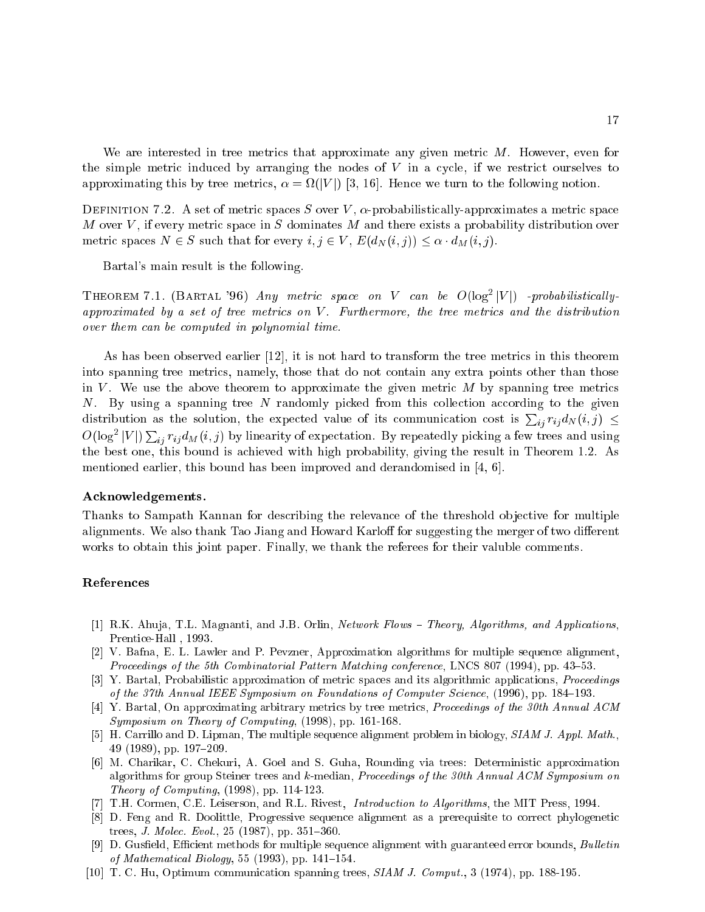We are interested in tree metrics that approximate any given metric $M$. However, even for the simple metric induced by arranging the nodes of $V$ in a cycle, if we restrict ourselves to approximating this by tree metrics, $\alpha = \Omega(|V|)$ [3, 16]. Hence we turn to the following notion.

Definition 7.2. A set of metric spaces $S$ over $V$, $\alpha$-probabilistically-approximates a metric space $M$ over $V$, if every metric space in $S$ dominates $M$ and there exists a probability distribution over metric spaces $N \in S$ such that for every $i, j \in V$, $E(d_N(i,j)) \leq \alpha \cdot d_M(i,j)$.

Bartal's main result is the following.

Theorem 7.1. (Bartal '96) *Any metric space on $V$ can be $O(\log^2 |V|)$ -probabilistically-approximated by a set of tree metrics on $V$. Furthermore, the tree metrics and the distribution over them can be computed in polynomial time.*

As has been observed earlier [12], it is not hard to transform the tree metrics in this theorem into spanning tree metrics, namely, those that do not contain any extra points other than those in $V$. We use the above theorem to approximate the given metric $M$ by spanning tree metrics $N$. By using a spanning tree $N$ randomly picked from this collection according to the given distribution as the solution, the expected value of its communication cost is $\sum_{ij} r_{ij} d_N(i,j) \leq O(\log^2 |V|) \sum_{ij} r_{ij} d_M(i,j)$ by linearity of expectation. By repeatedly picking a few trees and using the best one, this bound is achieved with high probability, giving the result in Theorem 1.2. As mentioned earlier, this bound has been improved and derandomised in [4, 6].

### Acknowledgements.

Thanks to Sampath Kannan for describing the relevance of the threshold objective for multiple alignments. We also thank Tao Jiang and Howard Karloff for suggesting the merger of two different works to obtain this joint paper. Finally, we thank the referees for their valuble comments.

### References

[1] R.K. Ahuja, T.L. Magnanti, and J.B. Orlin, *Network Flows – Theory, Algorithms, and Applications*, Prentice-Hall , 1993.

[2] V. Bafna, E. L. Lawler and P. Pevzner, Approximation algorithms for multiple sequence alignment, *Proceedings of the 5th Combinatorial Pattern Matching conference*, LNCS 807 (1994), pp. 43–53.

[3] Y. Bartal, Probabilistic approximation of metric spaces and its algorithmic applications, *Proceedings of the 37th Annual IEEE Symposium on Foundations of Computer Science*, (1996), pp. 184–193.

[4] Y. Bartal, On approximating arbitrary metrics by tree metrics, *Proceedings of the 30th Annual ACM Symposium on Theory of Computing*, (1998), pp. 161-168.

[5] H. Carrillo and D. Lipman, The multiple sequence alignment problem in biology, *SIAM J. Appl. Math.*, 49 (1989), pp. 197–209.

[6] M. Charikar, C. Chekuri, A. Goel and S. Guha, Rounding via trees: Deterministic approximation algorithms for group Steiner trees and $k$-median, *Proceedings of the 30th Annual ACM Symposium on Theory of Computing*, (1998), pp. 114-123.

[7] T.H. Cormen, C.E. Leiserson, and R.L. Rivest, *Introduction to Algorithms*, the MIT Press, 1994.

[8] D. Feng and R. Doolittle, Progressive sequence alignment as a prerequisite to correct phylogenetic trees, *J. Molec. Evol.*, 25 (1987), pp. 351–360.

[9] D. Gusfield, Efficient methods for multiple sequence alignment with guaranteed error bounds, *Bulletin of Mathematical Biology*, 55 (1993), pp. 141–154.

[10] T. C. Hu, Optimum communication spanning trees, *SIAM J. Comput.*, 3 (1974), pp. 188-195.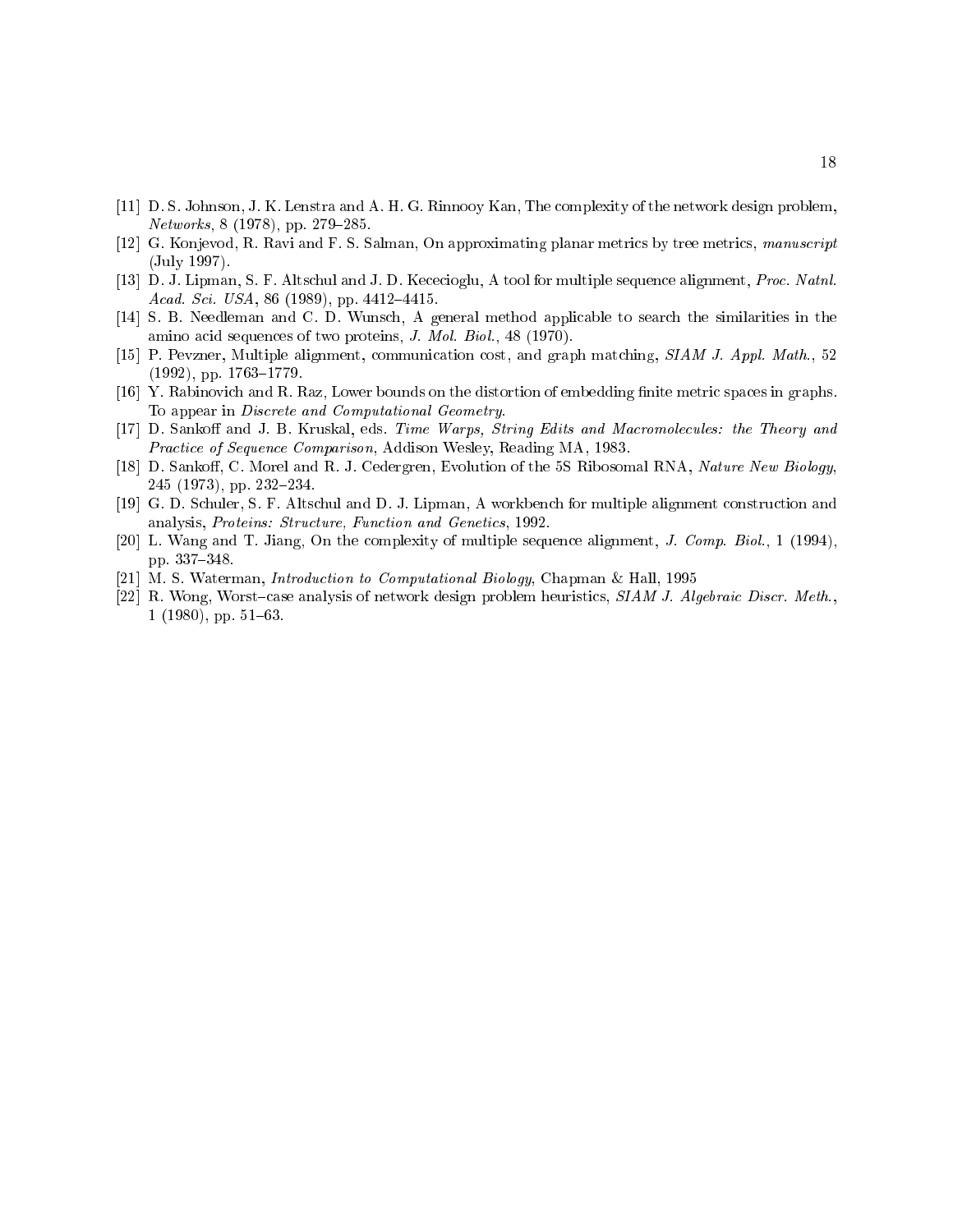[11] D. S. Johnson, J. K. Lenstra and A. H. G. Rinnooy Kan, The complexity of the network design problem, *Networks*, 8 (1978), pp. 279–285.

[12] G. Konjevod, R. Ravi and F. S. Salman, On approximating planar metrics by tree metrics, *manuscript* (July 1997).

[13] D. J. Lipman, S. F. Altschul and J. D. Kececioglu, A tool for multiple sequence alignment, *Proc. Natnl. Acad. Sci. USA*, 86 (1989), pp. 4412–4415.

[14] S. B. Needleman and C. D. Wunsch, A general method applicable to search the similarities in the amino acid sequences of two proteins, *J. Mol. Biol.*, 48 (1970).

[15] P. Pevzner, Multiple alignment, communication cost, and graph matching, *SIAM J. Appl. Math.*, 52 (1992), pp. 1763–1779.

[16] Y. Rabinovich and R. Raz, Lower bounds on the distortion of embedding finite metric spaces in graphs. To appear in *Discrete and Computational Geometry*.

[17] D. Sankoff and J. B. Kruskal, eds. *Time Warps, String Edits and Macromolecules: the Theory and Practice of Sequence Comparison*, Addison Wesley, Reading MA, 1983.

[18] D. Sankoff, C. Morel and R. J. Cedergren, Evolution of the 5S Ribosomal RNA, *Nature New Biology*, 245 (1973), pp. 232–234.

[19] G. D. Schuler, S. F. Altschul and D. J. Lipman, A workbench for multiple alignment construction and analysis, *Proteins: Structure, Function and Genetics*, 1992.

[20] L. Wang and T. Jiang, On the complexity of multiple sequence alignment, *J. Comp. Biol.*, 1 (1994), pp. 337–348.

[21] M. S. Waterman, *Introduction to Computational Biology*, Chapman & Hall, 1995

[22] R. Wong, Worst–case analysis of network design problem heuristics, *SIAM J. Algebraic Discr. Meth.*, 1 (1980), pp. 51–63.